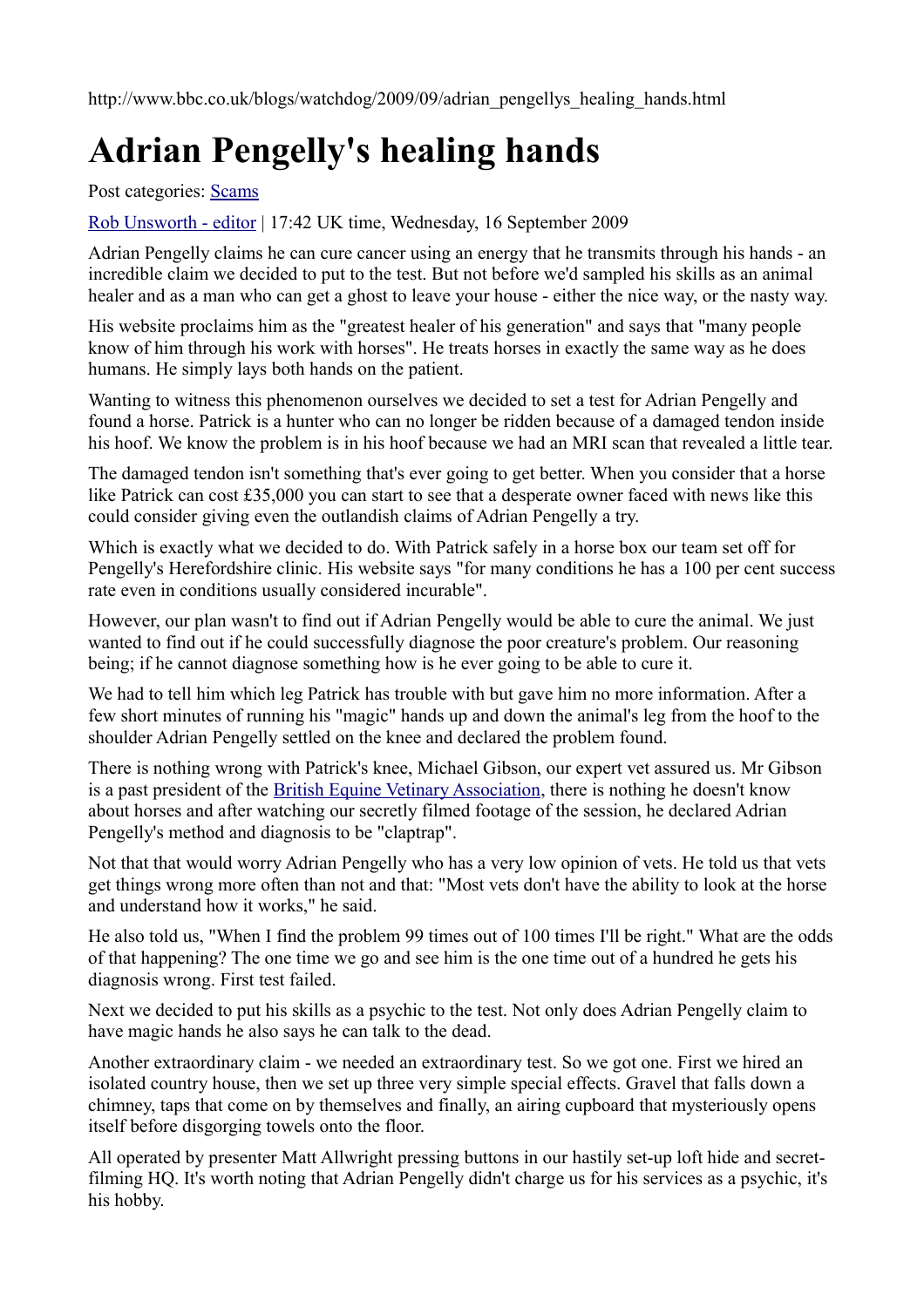http://www.bbc.co.uk/blogs/watchdog/2009/09/adrian_pengellys_healing_hands.html

# Adrian Pengelly's healing hands

Post categories: Scams

Rob Unsworth - editor | 17:42 UK time, Wednesday, 16 September 2009

Adrian Pengelly claims he can cure cancer using an energy that he transmits through his hands - an incredible claim we decided to put to the test. But not before we'd sampled his skills as an animal healer and as a man who can get a ghost to leave your house - either the nice way, or the nasty way.

His website proclaims him as the "greatest healer of his generation" and says that "many people know of him through his work with horses". He treats horses in exactly the same way as he does humans. He simply lays both hands on the patient.

Wanting to witness this phenomenon ourselves we decided to set a test for Adrian Pengelly and found a horse. Patrick is a hunter who can no longer be ridden because of a damaged tendon inside his hoof. We know the problem is in his hoof because we had an MRI scan that revealed a little tear.

The damaged tendon isn't something that's ever going to get better. When you consider that a horse like Patrick can cost £35,000 you can start to see that a desperate owner faced with news like this could consider giving even the outlandish claims of Adrian Pengelly a try.

Which is exactly what we decided to do. With Patrick safely in a horse box our team set off for Pengelly's Herefordshire clinic. His website says "for many conditions he has a 100 per cent success rate even in conditions usually considered incurable".

However, our plan wasn't to find out if Adrian Pengelly would be able to cure the animal. We just wanted to find out if he could successfully diagnose the poor creature's problem. Our reasoning being; if he cannot diagnose something how is he ever going to be able to cure it.

We had to tell him which leg Patrick has trouble with but gave him no more information. After a few short minutes of running his "magic" hands up and down the animal's leg from the hoof to the shoulder Adrian Pengelly settled on the knee and declared the problem found.

There is nothing wrong with Patrick's knee, Michael Gibson, our expert vet assured us. Mr Gibson is a past president of the British Equine Vetinary Association, there is nothing he doesn't know about horses and after watching our secretly filmed footage of the session, he declared Adrian Pengelly's method and diagnosis to be "claptrap".

Not that that would worry Adrian Pengelly who has a very low opinion of vets. He told us that vets get things wrong more often than not and that: "Most vets don't have the ability to look at the horse and understand how it works," he said.

He also told us, "When I find the problem 99 times out of 100 times I'll be right." What are the odds of that happening? The one time we go and see him is the one time out of a hundred he gets his diagnosis wrong. First test failed.

Next we decided to put his skills as a psychic to the test. Not only does Adrian Pengelly claim to have magic hands he also says he can talk to the dead.

Another extraordinary claim - we needed an extraordinary test. So we got one. First we hired an isolated country house, then we set up three very simple special effects. Gravel that falls down a chimney, taps that come on by themselves and finally, an airing cupboard that mysteriously opens itself before disgorging towels onto the floor.

All operated by presenter Matt Allwright pressing buttons in our hastily set-up loft hide and secret-filming HQ. It's worth noting that Adrian Pengelly didn't charge us for his services as a psychic, it's his hobby.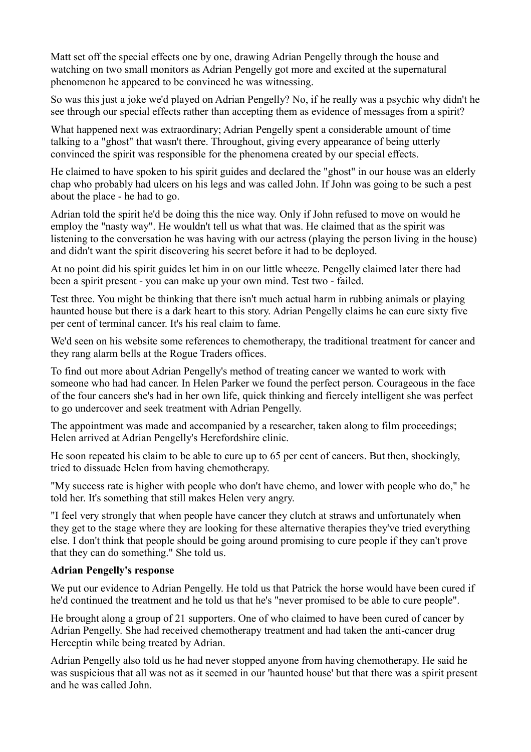Matt set off the special effects one by one, drawing Adrian Pengelly through the house and watching on two small monitors as Adrian Pengelly got more and excited at the supernatural phenomenon he appeared to be convinced he was witnessing.

So was this just a joke we'd played on Adrian Pengelly? No, if he really was a psychic why didn't he see through our special effects rather than accepting them as evidence of messages from a spirit?

What happened next was extraordinary; Adrian Pengelly spent a considerable amount of time talking to a "ghost" that wasn't there. Throughout, giving every appearance of being utterly convinced the spirit was responsible for the phenomena created by our special effects.

He claimed to have spoken to his spirit guides and declared the "ghost" in our house was an elderly chap who probably had ulcers on his legs and was called John. If John was going to be such a pest about the place - he had to go.

Adrian told the spirit he'd be doing this the nice way. Only if John refused to move on would he employ the "nasty way". He wouldn't tell us what that was. He claimed that as the spirit was listening to the conversation he was having with our actress (playing the person living in the house) and didn't want the spirit discovering his secret before it had to be deployed.

At no point did his spirit guides let him in on our little wheeze. Pengelly claimed later there had been a spirit present - you can make up your own mind. Test two - failed.

Test three. You might be thinking that there isn't much actual harm in rubbing animals or playing haunted house but there is a dark heart to this story. Adrian Pengelly claims he can cure sixty five per cent of terminal cancer. It's his real claim to fame.

We'd seen on his website some references to chemotherapy, the traditional treatment for cancer and they rang alarm bells at the Rogue Traders offices.

To find out more about Adrian Pengelly's method of treating cancer we wanted to work with someone who had had cancer. In Helen Parker we found the perfect person. Courageous in the face of the four cancers she's had in her own life, quick thinking and fiercely intelligent she was perfect to go undercover and seek treatment with Adrian Pengelly.

The appointment was made and accompanied by a researcher, taken along to film proceedings; Helen arrived at Adrian Pengelly's Herefordshire clinic.

He soon repeated his claim to be able to cure up to 65 per cent of cancers. But then, shockingly, tried to dissuade Helen from having chemotherapy.

"My success rate is higher with people who don't have chemo, and lower with people who do," he told her. It's something that still makes Helen very angry.

"I feel very strongly that when people have cancer they clutch at straws and unfortunately when they get to the stage where they are looking for these alternative therapies they've tried everything else. I don't think that people should be going around promising to cure people if they can't prove that they can do something." She told us.

**Adrian Pengelly's response**

We put our evidence to Adrian Pengelly. He told us that Patrick the horse would have been cured if he'd continued the treatment and he told us that he's "never promised to be able to cure people".

He brought along a group of 21 supporters. One of who claimed to have been cured of cancer by Adrian Pengelly. She had received chemotherapy treatment and had taken the anti-cancer drug Herceptin while being treated by Adrian.

Adrian Pengelly also told us he had never stopped anyone from having chemotherapy. He said he was suspicious that all was not as it seemed in our 'haunted house' but that there was a spirit present and he was called John.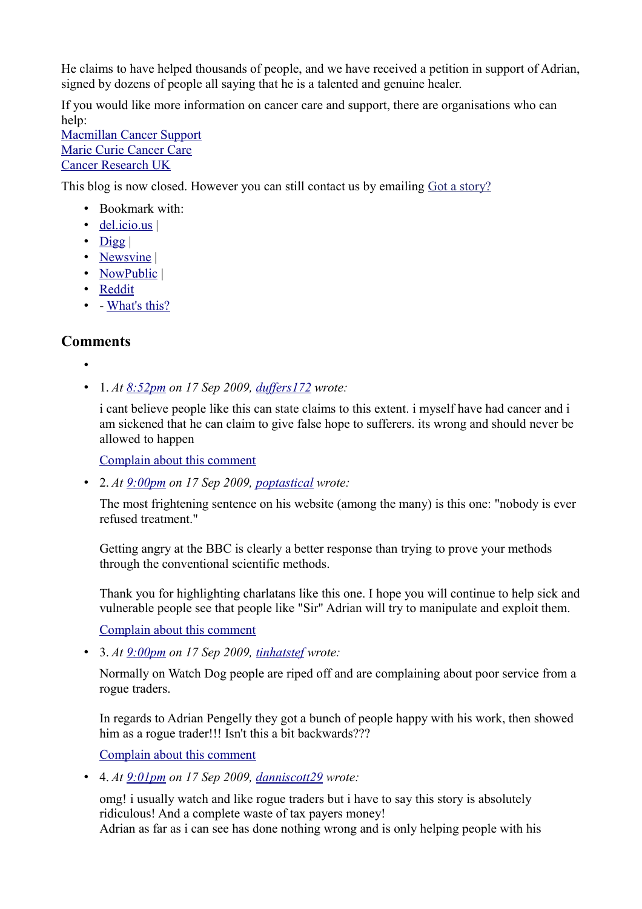He claims to have helped thousands of people, and we have received a petition in support of Adrian, signed by dozens of people all saying that he is a talented and genuine healer.

If you would like more information on cancer care and support, there are organisations who can help:
Macmillan Cancer Support
Marie Curie Cancer Care
Cancer Research UK

This blog is now closed. However you can still contact us by emailing Got a story?

- Bookmark with:
- del.icio.us |
- Digg |
- Newsvine |
- NowPublic |
- Reddit
- - What's this?

## Comments

- 
- 1. *At 8:52pm on 17 Sep 2009, duffers172 wrote:*

  i cant believe people like this can state claims to this extent. i myself have had cancer and i am sickened that he can claim to give false hope to sufferers. its wrong and should never be allowed to happen

  Complain about this comment

- 2. *At 9:00pm on 17 Sep 2009, poptastical wrote:*

  The most frightening sentence on his website (among the many) is this one: "nobody is ever refused treatment."

  Getting angry at the BBC is clearly a better response than trying to prove your methods through the conventional scientific methods.

  Thank you for highlighting charlatans like this one. I hope you will continue to help sick and vulnerable people see that people like "Sir" Adrian will try to manipulate and exploit them.

  Complain about this comment

- 3. *At 9:00pm on 17 Sep 2009, tinhatstef wrote:*

  Normally on Watch Dog people are riped off and are complaining about poor service from a rogue traders.

  In regards to Adrian Pengelly they got a bunch of people happy with his work, then showed him as a rogue trader!!! Isn't this a bit backwards???

  Complain about this comment

- 4. *At 9:01pm on 17 Sep 2009, danniscott29 wrote:*

  omg! i usually watch and like rogue traders but i have to say this story is absolutely ridiculous! And a complete waste of tax payers money!
  Adrian as far as i can see has done nothing wrong and is only helping people with his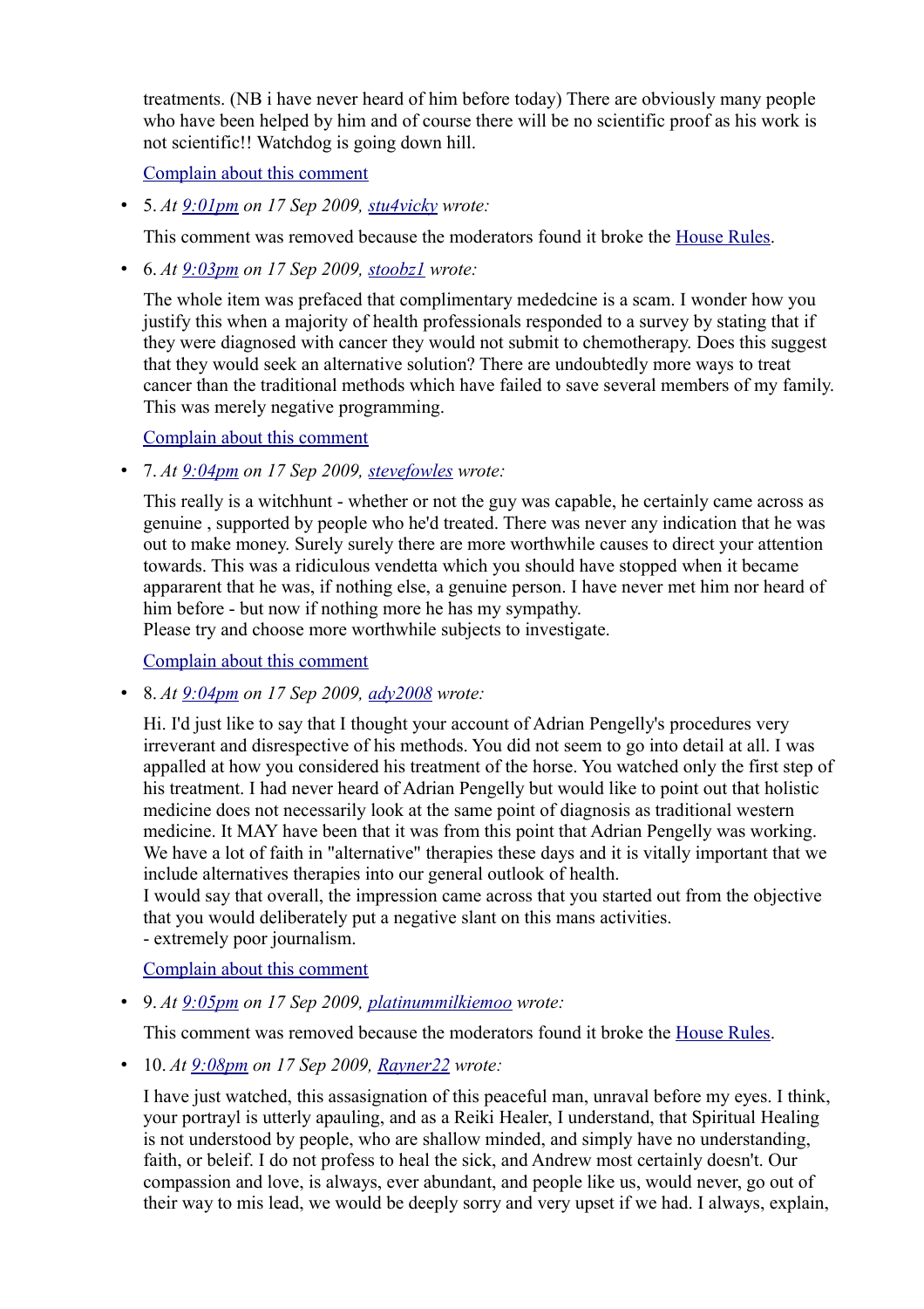treatments. (NB i have never heard of him before today) There are obviously many people who have been helped by him and of course there will be no scientific proof as his work is not scientific!! Watchdog is going down hill.

Complain about this comment

- 5. *At 9:01pm on 17 Sep 2009, stu4vicky wrote:*

  This comment was removed because the moderators found it broke the House Rules.

- 6. *At 9:03pm on 17 Sep 2009, stoobz1 wrote:*

  The whole item was prefaced that complimentary mededcine is a scam. I wonder how you justify this when a majority of health professionals responded to a survey by stating that if they were diagnosed with cancer they would not submit to chemotherapy. Does this suggest that they would seek an alternative solution? There are undoubtedly more ways to treat cancer than the traditional methods which have failed to save several members of my family. This was merely negative programming.

  Complain about this comment

- 7. *At 9:04pm on 17 Sep 2009, stevefowles wrote:*

  This really is a witchhunt - whether or not the guy was capable, he certainly came across as genuine , supported by people who he'd treated. There was never any indication that he was out to make money. Surely surely there are more worthwhile causes to direct your attention towards. This was a ridiculous vendetta which you should have stopped when it became appararent that he was, if nothing else, a genuine person. I have never met him nor heard of him before - but now if nothing more he has my sympathy.
  Please try and choose more worthwhile subjects to investigate.

  Complain about this comment

- 8. *At 9:04pm on 17 Sep 2009, ady2008 wrote:*

  Hi. I'd just like to say that I thought your account of Adrian Pengelly's procedures very irreverant and disrespective of his methods. You did not seem to go into detail at all. I was appalled at how you considered his treatment of the horse. You watched only the first step of his treatment. I had never heard of Adrian Pengelly but would like to point out that holistic medicine does not necessarily look at the same point of diagnosis as traditional western medicine. It MAY have been that it was from this point that Adrian Pengelly was working. We have a lot of faith in "alternative" therapies these days and it is vitally important that we include alternatives therapies into our general outlook of health.
  I would say that overall, the impression came across that you started out from the objective that you would deliberately put a negative slant on this mans activities.
  - extremely poor journalism.

  Complain about this comment

- 9. *At 9:05pm on 17 Sep 2009, platinummilkiemoo wrote:*

  This comment was removed because the moderators found it broke the House Rules.

- 10. *At 9:08pm on 17 Sep 2009, Rayner22 wrote:*

  I have just watched, this assasignation of this peaceful man, unraval before my eyes. I think, your portrayl is utterly apauling, and as a Reiki Healer, I understand, that Spiritual Healing is not understood by people, who are shallow minded, and simply have no understanding, faith, or beleif. I do not profess to heal the sick, and Andrew most certainly doesn't. Our compassion and love, is always, ever abundant, and people like us, would never, go out of their way to mis lead, we would be deeply sorry and very upset if we had. I always, explain,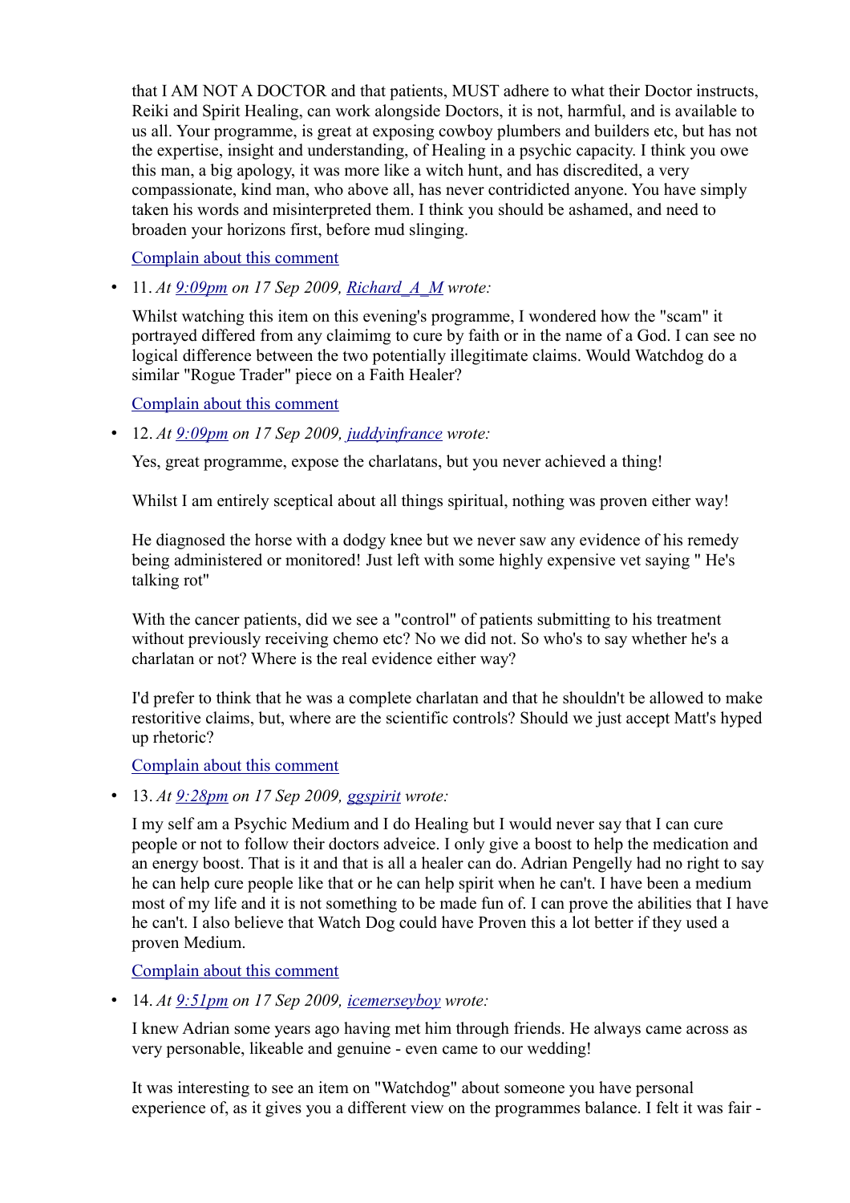that I AM NOT A DOCTOR and that patients, MUST adhere to what their Doctor instructs, Reiki and Spirit Healing, can work alongside Doctors, it is not, harmful, and is available to us all. Your programme, is great at exposing cowboy plumbers and builders etc, but has not the expertise, insight and understanding, of Healing in a psychic capacity. I think you owe this man, a big apology, it was more like a witch hunt, and has discredited, a very compassionate, kind man, who above all, has never contridicted anyone. You have simply taken his words and misinterpreted them. I think you should be ashamed, and need to broaden your horizons first, before mud slinging.

Complain about this comment

- 11. *At 9:09pm on 17 Sep 2009, Richard_A_M wrote:*

  Whilst watching this item on this evening's programme, I wondered how the "scam" it portrayed differed from any claimimg to cure by faith or in the name of a God. I can see no logical difference between the two potentially illegitimate claims. Would Watchdog do a similar "Rogue Trader" piece on a Faith Healer?

  Complain about this comment

- 12. *At 9:09pm on 17 Sep 2009, juddyinfrance wrote:*

  Yes, great programme, expose the charlatans, but you never achieved a thing!

  Whilst I am entirely sceptical about all things spiritual, nothing was proven either way!

  He diagnosed the horse with a dodgy knee but we never saw any evidence of his remedy being administered or monitored! Just left with some highly expensive vet saying " He's talking rot"

  With the cancer patients, did we see a "control" of patients submitting to his treatment without previously receiving chemo etc? No we did not. So who's to say whether he's a charlatan or not? Where is the real evidence either way?

  I'd prefer to think that he was a complete charlatan and that he shouldn't be allowed to make restoritive claims, but, where are the scientific controls? Should we just accept Matt's hyped up rhetoric?

  Complain about this comment

- 13. *At 9:28pm on 17 Sep 2009, ggspirit wrote:*

  I my self am a Psychic Medium and I do Healing but I would never say that I can cure people or not to follow their doctors adveice. I only give a boost to help the medication and an energy boost. That is it and that is all a healer can do. Adrian Pengelly had no right to say he can help cure people like that or he can help spirit when he can't. I have been a medium most of my life and it is not something to be made fun of. I can prove the abilities that I have he can't. I also believe that Watch Dog could have Proven this a lot better if they used a proven Medium.

  Complain about this comment

- 14. *At 9:51pm on 17 Sep 2009, icemerseyboy wrote:*

  I knew Adrian some years ago having met him through friends. He always came across as very personable, likeable and genuine - even came to our wedding!

  It was interesting to see an item on "Watchdog" about someone you have personal experience of, as it gives you a different view on the programmes balance. I felt it was fair -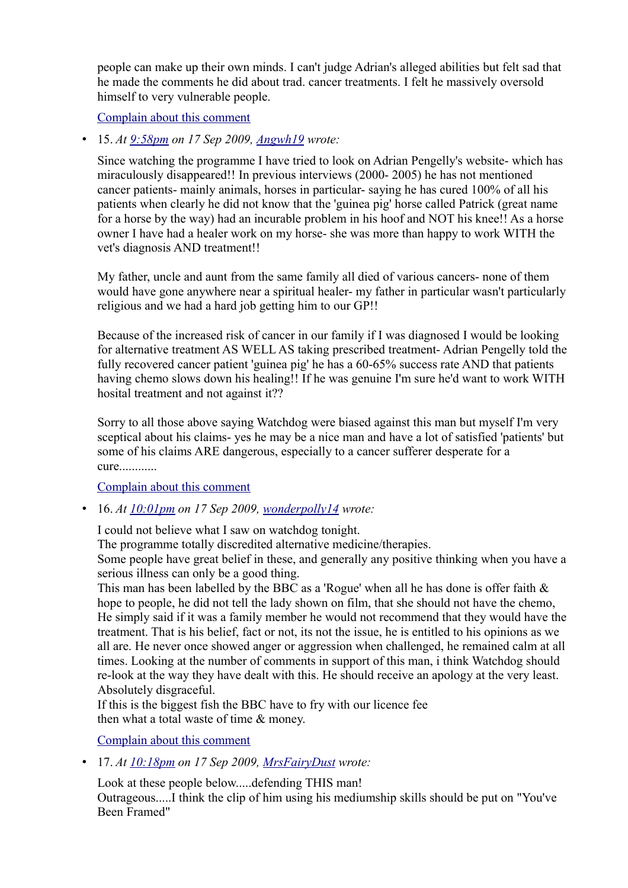people can make up their own minds. I can't judge Adrian's alleged abilities but felt sad that he made the comments he did about trad. cancer treatments. I felt he massively oversold himself to very vulnerable people.

[Complain about this comment]

- 15. *At [9:58pm] on 17 Sep 2009, [Angwh19] wrote:*

  Since watching the programme I have tried to look on Adrian Pengelly's website- which has miraculously disappeared!! In previous interviews (2000- 2005) he has not mentioned cancer patients- mainly animals, horses in particular- saying he has cured 100% of all his patients when clearly he did not know that the 'guinea pig' horse called Patrick (great name for a horse by the way) had an incurable problem in his hoof and NOT his knee!! As a horse owner I have had a healer work on my horse- she was more than happy to work WITH the vet's diagnosis AND treatment!!

  My father, uncle and aunt from the same family all died of various cancers- none of them would have gone anywhere near a spiritual healer- my father in particular wasn't particularly religious and we had a hard job getting him to our GP!!

  Because of the increased risk of cancer in our family if I was diagnosed I would be looking for alternative treatment AS WELL AS taking prescribed treatment- Adrian Pengelly told the fully recovered cancer patient 'guinea pig' he has a 60-65% success rate AND that patients having chemo slows down his healing!! If he was genuine I'm sure he'd want to work WITH hosital treatment and not against it??

  Sorry to all those above saying Watchdog were biased against this man but myself I'm very sceptical about his claims- yes he may be a nice man and have a lot of satisfied 'patients' but some of his claims ARE dangerous, especially to a cancer sufferer desperate for a cure............

  [Complain about this comment]

- 16. *At [10:01pm] on 17 Sep 2009, [wonderpolly14] wrote:*

  I could not believe what I saw on watchdog tonight.
  The programme totally discredited alternative medicine/therapies.
  Some people have great belief in these, and generally any positive thinking when you have a serious illness can only be a good thing.
  This man has been labelled by the BBC as a 'Rogue' when all he has done is offer faith & hope to people, he did not tell the lady shown on film, that she should not have the chemo, He simply said if it was a family member he would not recommend that they would have the treatment. That is his belief, fact or not, its not the issue, he is entitled to his opinions as we all are. He never once showed anger or aggression when challenged, he remained calm at all times. Looking at the number of comments in support of this man, i think Watchdog should re-look at the way they have dealt with this. He should receive an apology at the very least. Absolutely disgraceful.
  If this is the biggest fish the BBC have to fry with our licence fee
  then what a total waste of time & money.

  [Complain about this comment]

- 17. *At [10:18pm] on 17 Sep 2009, [MrsFairyDust] wrote:*

  Look at these people below.....defending THIS man!
  Outrageous.....I think the clip of him using his mediumship skills should be put on "You've Been Framed"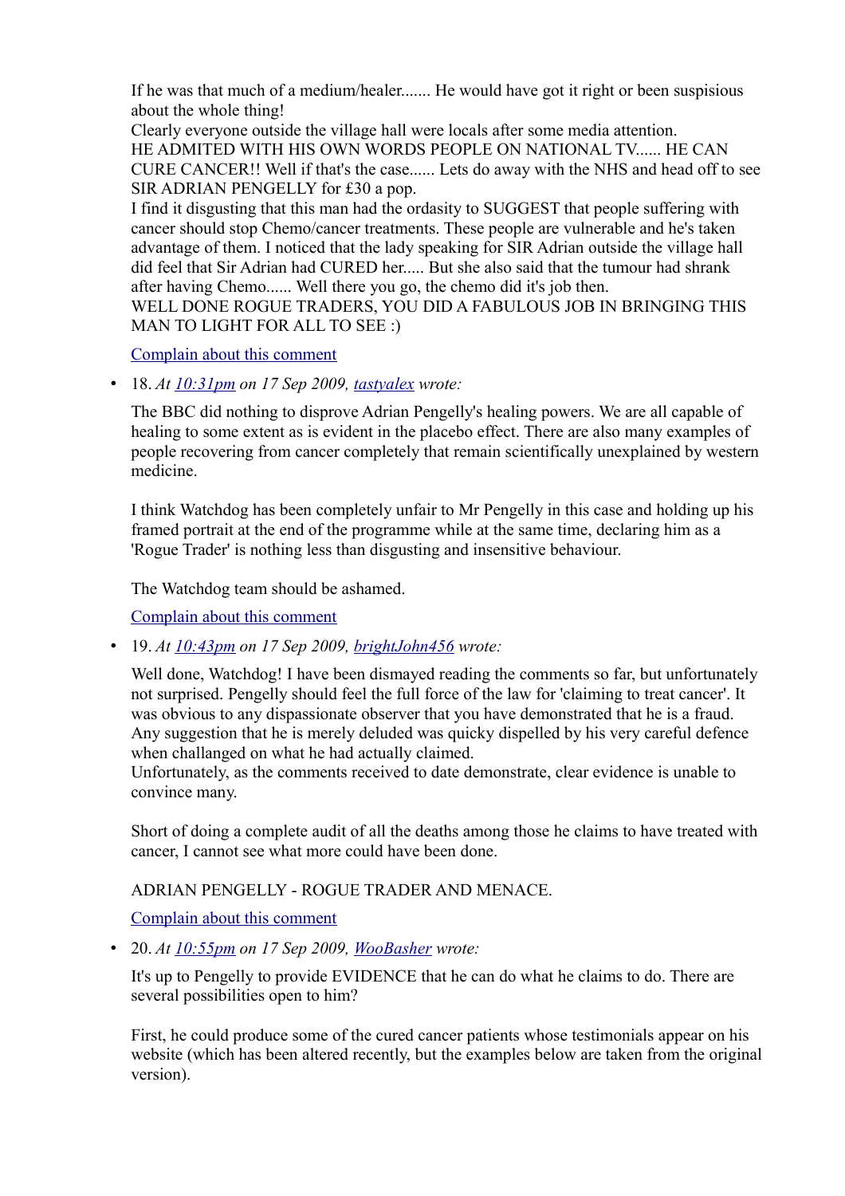If he was that much of a medium/healer....... He would have got it right or been suspisious about the whole thing!
Clearly everyone outside the village hall were locals after some media attention.
HE ADMITED WITH HIS OWN WORDS PEOPLE ON NATIONAL TV...... HE CAN CURE CANCER!! Well if that's the case...... Lets do away with the NHS and head off to see SIR ADRIAN PENGELLY for £30 a pop.
I find it disgusting that this man had the ordasity to SUGGEST that people suffering with cancer should stop Chemo/cancer treatments. These people are vulnerable and he's taken advantage of them. I noticed that the lady speaking for SIR Adrian outside the village hall did feel that Sir Adrian had CURED her..... But she also said that the tumour had shrank after having Chemo...... Well there you go, the chemo did it's job then.
WELL DONE ROGUE TRADERS, YOU DID A FABULOUS JOB IN BRINGING THIS MAN TO LIGHT FOR ALL TO SEE :)

Complain about this comment

- 18. *At 10:31pm on 17 Sep 2009, tastyalex wrote:*

  The BBC did nothing to disprove Adrian Pengelly's healing powers. We are all capable of healing to some extent as is evident in the placebo effect. There are also many examples of people recovering from cancer completely that remain scientifically unexplained by western medicine.

  I think Watchdog has been completely unfair to Mr Pengelly in this case and holding up his framed portrait at the end of the programme while at the same time, declaring him as a 'Rogue Trader' is nothing less than disgusting and insensitive behaviour.

  The Watchdog team should be ashamed.

  Complain about this comment

- 19. *At 10:43pm on 17 Sep 2009, brightJohn456 wrote:*

  Well done, Watchdog! I have been dismayed reading the comments so far, but unfortunately not surprised. Pengelly should feel the full force of the law for 'claiming to treat cancer'. It was obvious to any dispassionate observer that you have demonstrated that he is a fraud. Any suggestion that he is merely deluded was quicky dispelled by his very careful defence when challanged on what he had actually claimed.
  Unfortunately, as the comments received to date demonstrate, clear evidence is unable to convince many.

  Short of doing a complete audit of all the deaths among those he claims to have treated with cancer, I cannot see what more could have been done.

  ADRIAN PENGELLY - ROGUE TRADER AND MENACE.

  Complain about this comment

- 20. *At 10:55pm on 17 Sep 2009, WooBasher wrote:*

  It's up to Pengelly to provide EVIDENCE that he can do what he claims to do. There are several possibilities open to him?

  First, he could produce some of the cured cancer patients whose testimonials appear on his website (which has been altered recently, but the examples below are taken from the original version).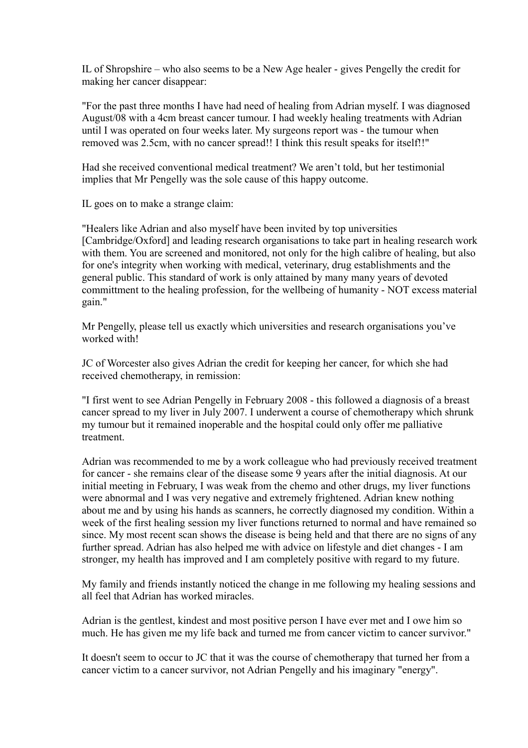IL of Shropshire – who also seems to be a New Age healer - gives Pengelly the credit for making her cancer disappear:

"For the past three months I have had need of healing from Adrian myself. I was diagnosed August/08 with a 4cm breast cancer tumour. I had weekly healing treatments with Adrian until I was operated on four weeks later. My surgeons report was - the tumour when removed was 2.5cm, with no cancer spread!! I think this result speaks for itself!!"

Had she received conventional medical treatment? We aren't told, but her testimonial implies that Mr Pengelly was the sole cause of this happy outcome.

IL goes on to make a strange claim:

"Healers like Adrian and also myself have been invited by top universities [Cambridge/Oxford] and leading research organisations to take part in healing research work with them. You are screened and monitored, not only for the high calibre of healing, but also for one's integrity when working with medical, veterinary, drug establishments and the general public. This standard of work is only attained by many many years of devoted committment to the healing profession, for the wellbeing of humanity - NOT excess material gain."

Mr Pengelly, please tell us exactly which universities and research organisations you've worked with!

JC of Worcester also gives Adrian the credit for keeping her cancer, for which she had received chemotherapy, in remission:

"I first went to see Adrian Pengelly in February 2008 - this followed a diagnosis of a breast cancer spread to my liver in July 2007. I underwent a course of chemotherapy which shrunk my tumour but it remained inoperable and the hospital could only offer me palliative treatment.

Adrian was recommended to me by a work colleague who had previously received treatment for cancer - she remains clear of the disease some 9 years after the initial diagnosis. At our initial meeting in February, I was weak from the chemo and other drugs, my liver functions were abnormal and I was very negative and extremely frightened. Adrian knew nothing about me and by using his hands as scanners, he correctly diagnosed my condition. Within a week of the first healing session my liver functions returned to normal and have remained so since. My most recent scan shows the disease is being held and that there are no signs of any further spread. Adrian has also helped me with advice on lifestyle and diet changes - I am stronger, my health has improved and I am completely positive with regard to my future.

My family and friends instantly noticed the change in me following my healing sessions and all feel that Adrian has worked miracles.

Adrian is the gentlest, kindest and most positive person I have ever met and I owe him so much. He has given me my life back and turned me from cancer victim to cancer survivor."

It doesn't seem to occur to JC that it was the course of chemotherapy that turned her from a cancer victim to a cancer survivor, not Adrian Pengelly and his imaginary "energy".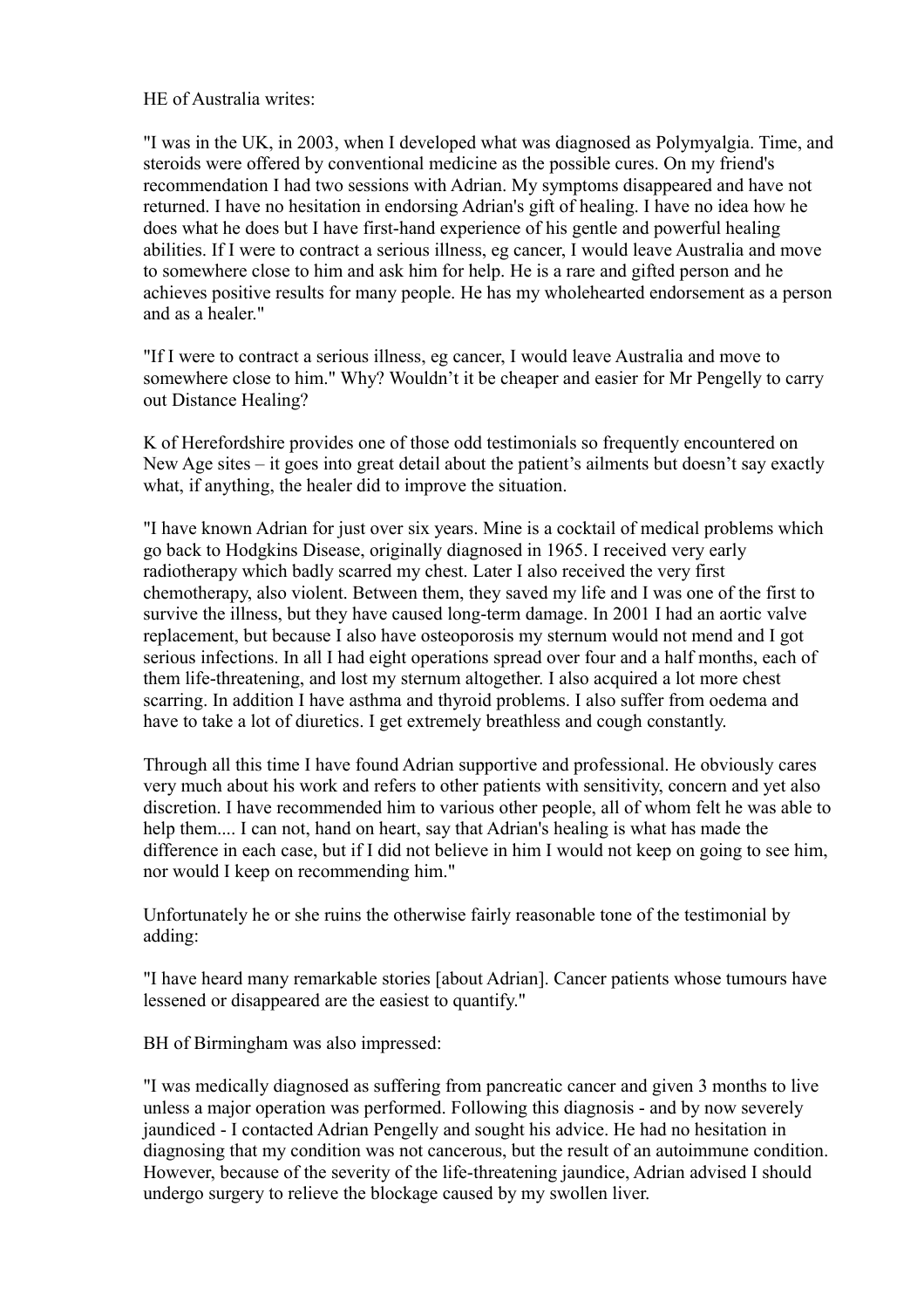HE of Australia writes:

"I was in the UK, in 2003, when I developed what was diagnosed as Polymyalgia. Time, and steroids were offered by conventional medicine as the possible cures. On my friend's recommendation I had two sessions with Adrian. My symptoms disappeared and have not returned. I have no hesitation in endorsing Adrian's gift of healing. I have no idea how he does what he does but I have first-hand experience of his gentle and powerful healing abilities. If I were to contract a serious illness, eg cancer, I would leave Australia and move to somewhere close to him and ask him for help. He is a rare and gifted person and he achieves positive results for many people. He has my wholehearted endorsement as a person and as a healer."

"If I were to contract a serious illness, eg cancer, I would leave Australia and move to somewhere close to him." Why? Wouldn't it be cheaper and easier for Mr Pengelly to carry out Distance Healing?

K of Herefordshire provides one of those odd testimonials so frequently encountered on New Age sites – it goes into great detail about the patient's ailments but doesn't say exactly what, if anything, the healer did to improve the situation.

"I have known Adrian for just over six years. Mine is a cocktail of medical problems which go back to Hodgkins Disease, originally diagnosed in 1965. I received very early radiotherapy which badly scarred my chest. Later I also received the very first chemotherapy, also violent. Between them, they saved my life and I was one of the first to survive the illness, but they have caused long-term damage. In 2001 I had an aortic valve replacement, but because I also have osteoporosis my sternum would not mend and I got serious infections. In all I had eight operations spread over four and a half months, each of them life-threatening, and lost my sternum altogether. I also acquired a lot more chest scarring. In addition I have asthma and thyroid problems. I also suffer from oedema and have to take a lot of diuretics. I get extremely breathless and cough constantly.

Through all this time I have found Adrian supportive and professional. He obviously cares very much about his work and refers to other patients with sensitivity, concern and yet also discretion. I have recommended him to various other people, all of whom felt he was able to help them.... I can not, hand on heart, say that Adrian's healing is what has made the difference in each case, but if I did not believe in him I would not keep on going to see him, nor would I keep on recommending him."

Unfortunately he or she ruins the otherwise fairly reasonable tone of the testimonial by adding:

"I have heard many remarkable stories [about Adrian]. Cancer patients whose tumours have lessened or disappeared are the easiest to quantify."

BH of Birmingham was also impressed:

"I was medically diagnosed as suffering from pancreatic cancer and given 3 months to live unless a major operation was performed. Following this diagnosis - and by now severely jaundiced - I contacted Adrian Pengelly and sought his advice. He had no hesitation in diagnosing that my condition was not cancerous, but the result of an autoimmune condition. However, because of the severity of the life-threatening jaundice, Adrian advised I should undergo surgery to relieve the blockage caused by my swollen liver.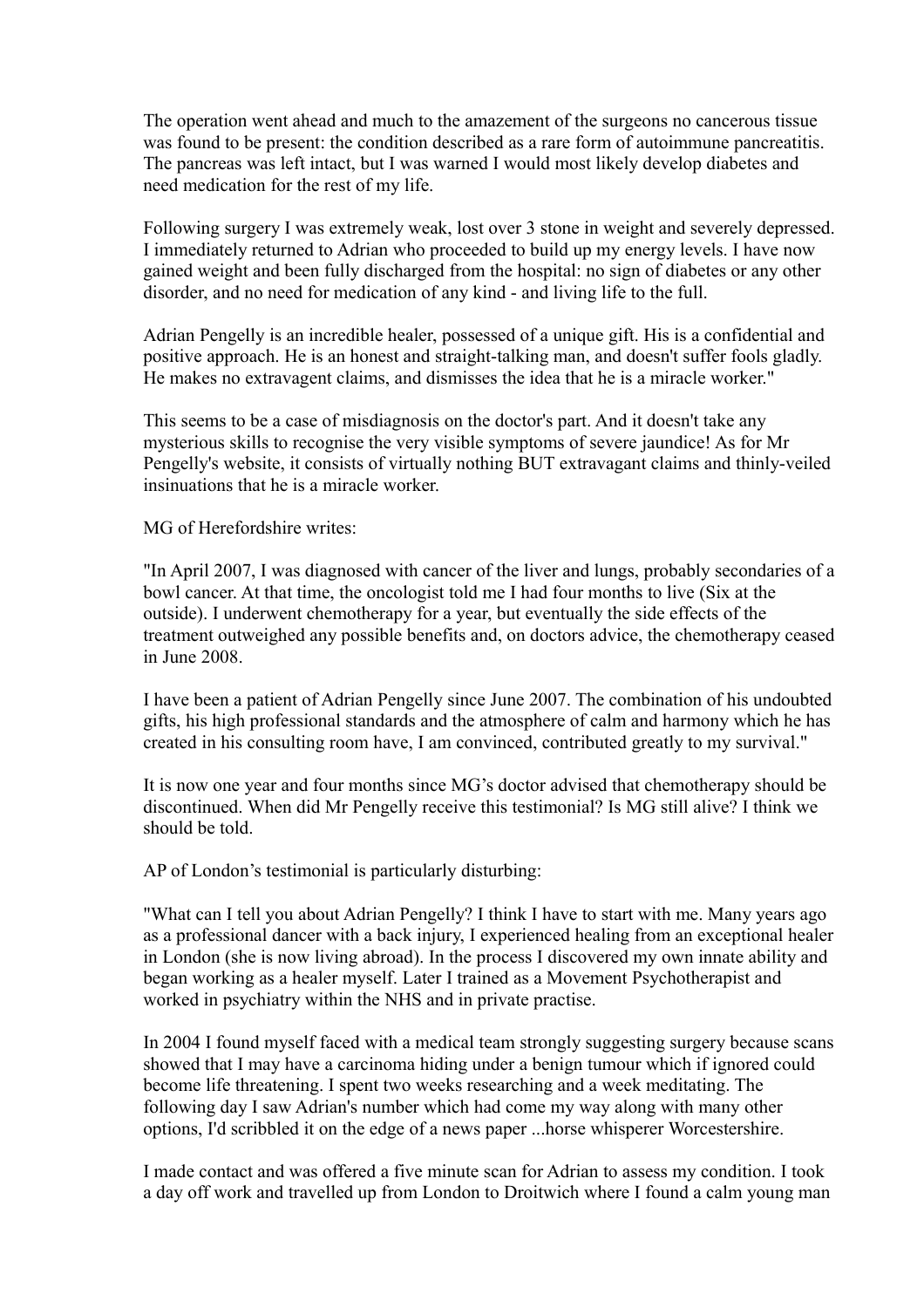The operation went ahead and much to the amazement of the surgeons no cancerous tissue was found to be present: the condition described as a rare form of autoimmune pancreatitis. The pancreas was left intact, but I was warned I would most likely develop diabetes and need medication for the rest of my life.

Following surgery I was extremely weak, lost over 3 stone in weight and severely depressed. I immediately returned to Adrian who proceeded to build up my energy levels. I have now gained weight and been fully discharged from the hospital: no sign of diabetes or any other disorder, and no need for medication of any kind - and living life to the full.

Adrian Pengelly is an incredible healer, possessed of a unique gift. His is a confidential and positive approach. He is an honest and straight-talking man, and doesn't suffer fools gladly. He makes no extravegent claims, and dismisses the idea that he is a miracle worker."

This seems to be a case of misdiagnosis on the doctor's part. And it doesn't take any mysterious skills to recognise the very visible symptoms of severe jaundice! As for Mr Pengelly's website, it consists of virtually nothing BUT extravagant claims and thinly-veiled insinuations that he is a miracle worker.

MG of Herefordshire writes:

"In April 2007, I was diagnosed with cancer of the liver and lungs, probably secondaries of a bowl cancer. At that time, the oncologist told me I had four months to live (Six at the outside). I underwent chemotherapy for a year, but eventually the side effects of the treatment outweighed any possible benefits and, on doctors advice, the chemotherapy ceased in June 2008.

I have been a patient of Adrian Pengelly since June 2007. The combination of his undoubted gifts, his high professional standards and the atmosphere of calm and harmony which he has created in his consulting room have, I am convinced, contributed greatly to my survival."

It is now one year and four months since MG's doctor advised that chemotherapy should be discontinued. When did Mr Pengelly receive this testimonial? Is MG still alive? I think we should be told.

AP of London's testimonial is particularly disturbing:

"What can I tell you about Adrian Pengelly? I think I have to start with me. Many years ago as a professional dancer with a back injury, I experienced healing from an exceptional healer in London (she is now living abroad). In the process I discovered my own innate ability and began working as a healer myself. Later I trained as a Movement Psychotherapist and worked in psychiatry within the NHS and in private practise.

In 2004 I found myself faced with a medical team strongly suggesting surgery because scans showed that I may have a carcinoma hiding under a benign tumour which if ignored could become life threatening. I spent two weeks researching and a week meditating. The following day I saw Adrian's number which had come my way along with many other options, I'd scribbled it on the edge of a news paper ...horse whisperer Worcestershire.

I made contact and was offered a five minute scan for Adrian to assess my condition. I took a day off work and travelled up from London to Droitwich where I found a calm young man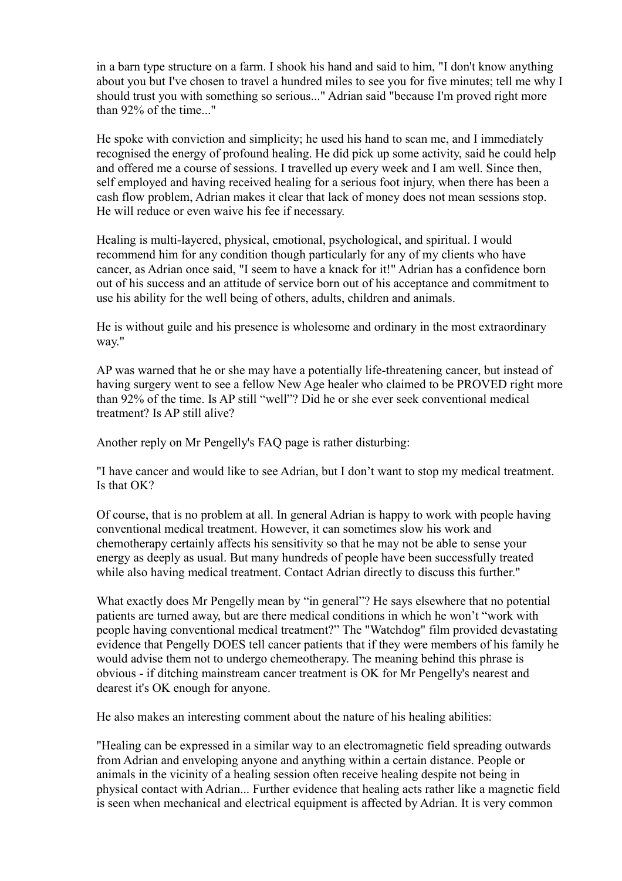in a barn type structure on a farm. I shook his hand and said to him, "I don't know anything about you but I've chosen to travel a hundred miles to see you for five minutes; tell me why I should trust you with something so serious..." Adrian said "because I'm proved right more than 92% of the time..."

He spoke with conviction and simplicity; he used his hand to scan me, and I immediately recognised the energy of profound healing. He did pick up some activity, said he could help and offered me a course of sessions. I travelled up every week and I am well. Since then, self employed and having received healing for a serious foot injury, when there has been a cash flow problem, Adrian makes it clear that lack of money does not mean sessions stop. He will reduce or even waive his fee if necessary.

Healing is multi-layered, physical, emotional, psychological, and spiritual. I would recommend him for any condition though particularly for any of my clients who have cancer, as Adrian once said, "I seem to have a knack for it!" Adrian has a confidence born out of his success and an attitude of service born out of his acceptance and commitment to use his ability for the well being of others, adults, children and animals.

He is without guile and his presence is wholesome and ordinary in the most extraordinary way."

AP was warned that he or she may have a potentially life-threatening cancer, but instead of having surgery went to see a fellow New Age healer who claimed to be PROVED right more than 92% of the time. Is AP still "well"? Did he or she ever seek conventional medical treatment? Is AP still alive?

Another reply on Mr Pengelly's FAQ page is rather disturbing:

"I have cancer and would like to see Adrian, but I don't want to stop my medical treatment. Is that OK?

Of course, that is no problem at all. In general Adrian is happy to work with people having conventional medical treatment. However, it can sometimes slow his work and chemotherapy certainly affects his sensitivity so that he may not be able to sense your energy as deeply as usual. But many hundreds of people have been successfully treated while also having medical treatment. Contact Adrian directly to discuss this further."

What exactly does Mr Pengelly mean by "in general"? He says elsewhere that no potential patients are turned away, but are there medical conditions in which he won't "work with people having conventional medical treatment?" The "Watchdog" film provided devastating evidence that Pengelly DOES tell cancer patients that if they were members of his family he would advise them not to undergo chemeotherapy. The meaning behind this phrase is obvious - if ditching mainstream cancer treatment is OK for Mr Pengelly's nearest and dearest it's OK enough for anyone.

He also makes an interesting comment about the nature of his healing abilities:

"Healing can be expressed in a similar way to an electromagnetic field spreading outwards from Adrian and enveloping anyone and anything within a certain distance. People or animals in the vicinity of a healing session often receive healing despite not being in physical contact with Adrian... Further evidence that healing acts rather like a magnetic field is seen when mechanical and electrical equipment is affected by Adrian. It is very common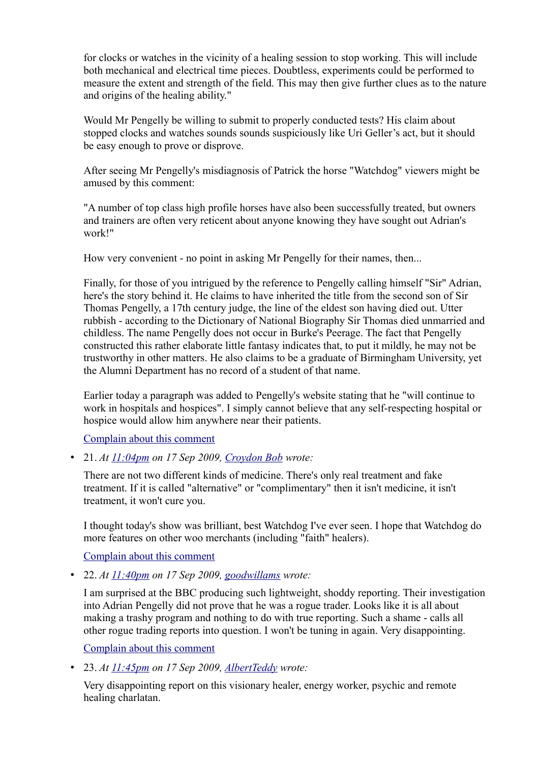for clocks or watches in the vicinity of a healing session to stop working. This will include both mechanical and electrical time pieces. Doubtless, experiments could be performed to measure the extent and strength of the field. This may then give further clues as to the nature and origins of the healing ability."

Would Mr Pengelly be willing to submit to properly conducted tests? His claim about stopped clocks and watches sounds sounds suspiciously like Uri Geller's act, but it should be easy enough to prove or disprove.

After seeing Mr Pengelly's misdiagnosis of Patrick the horse "Watchdog" viewers might be amused by this comment:

"A number of top class high profile horses have also been successfully treated, but owners and trainers are often very reticent about anyone knowing they have sought out Adrian's work!"

How very convenient - no point in asking Mr Pengelly for their names, then...

Finally, for those of you intrigued by the reference to Pengelly calling himself "Sir" Adrian, here's the story behind it. He claims to have inherited the title from the second son of Sir Thomas Pengelly, a 17th century judge, the line of the eldest son having died out. Utter rubbish - according to the Dictionary of National Biography Sir Thomas died unmarried and childless. The name Pengelly does not occur in Burke's Peerage. The fact that Pengelly constructed this rather elaborate little fantasy indicates that, to put it mildly, he may not be trustworthy in other matters. He also claims to be a graduate of Birmingham University, yet the Alumni Department has no record of a student of that name.

Earlier today a paragraph was added to Pengelly's website stating that he "will continue to work in hospitals and hospices". I simply cannot believe that any self-respecting hospital or hospice would allow him anywhere near their patients.

Complain about this comment

- 21. *At 11:04pm on 17 Sep 2009, Croydon Bob wrote:*

  There are not two different kinds of medicine. There's only real treatment and fake treatment. If it is called "alternative" or "complimentary" then it isn't medicine, it isn't treatment, it won't cure you.

  I thought today's show was brilliant, best Watchdog I've ever seen. I hope that Watchdog do more features on other woo merchants (including "faith" healers).

  Complain about this comment

- 22. *At 11:40pm on 17 Sep 2009, goodwillams wrote:*

  I am surprised at the BBC producing such lightweight, shoddy reporting. Their investigation into Adrian Pengelly did not prove that he was a rogue trader. Looks like it is all about making a trashy program and nothing to do with true reporting. Such a shame - calls all other rogue trading reports into question. I won't be tuning in again. Very disappointing.

  Complain about this comment

- 23. *At 11:45pm on 17 Sep 2009, AlbertTeddy wrote:*

  Very disappointing report on this visionary healer, energy worker, psychic and remote healing charlatan.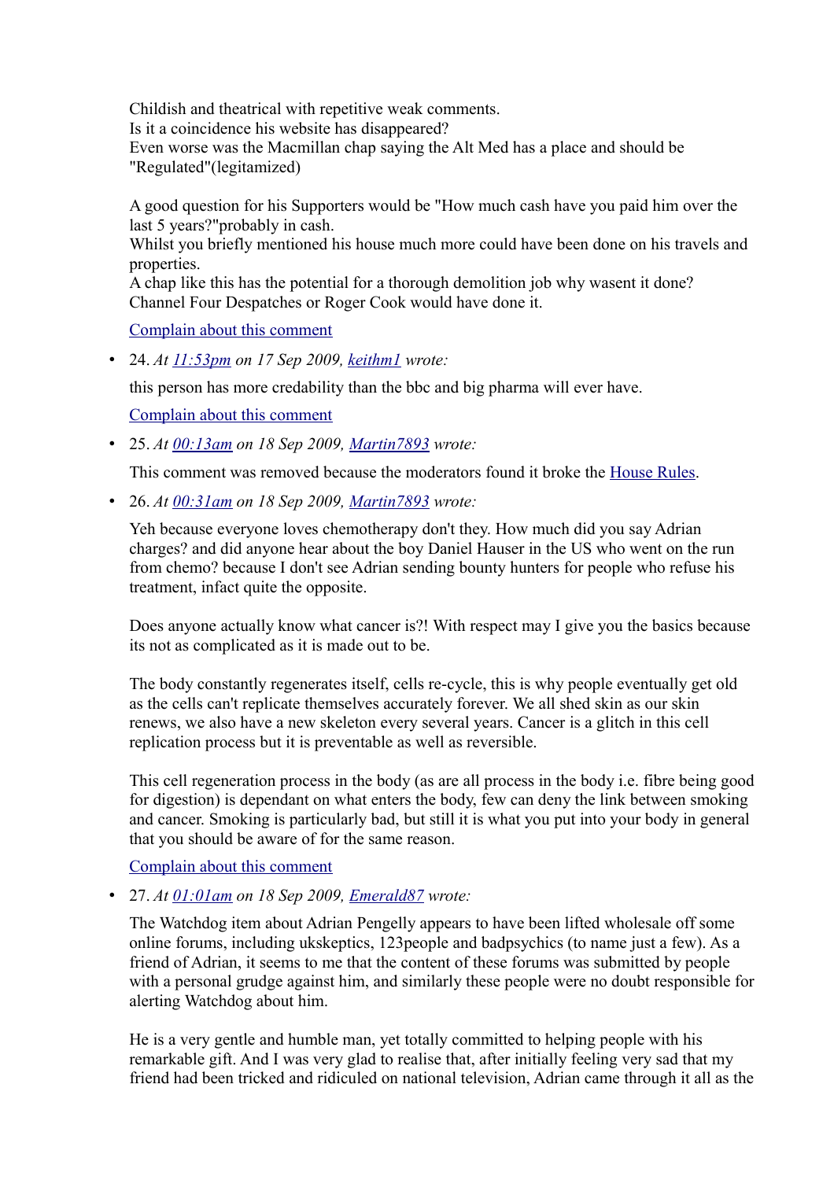Childish and theatrical with repetitive weak comments.
Is it a coincidence his website has disappeared?
Even worse was the Macmillan chap saying the Alt Med has a place and should be "Regulated"(legitamized)

A good question for his Supporters would be "How much cash have you paid him over the last 5 years?"probably in cash.
Whilst you briefly mentioned his house much more could have been done on his travels and properties.
A chap like this has the potential for a thorough demolition job why wasent it done? Channel Four Despatches or Roger Cook would have done it.

[Complain about this comment]

- 24. *At [11:53pm] on 17 Sep 2009, [keithm1] wrote:*

  this person has more credability than the bbc and big pharma will ever have.

  [Complain about this comment]

- 25. *At [00:13am] on 18 Sep 2009, [Martin7893] wrote:*

  This comment was removed because the moderators found it broke the [House Rules].

- 26. *At [00:31am] on 18 Sep 2009, [Martin7893] wrote:*

  Yeh because everyone loves chemotherapy don't they. How much did you say Adrian charges? and did anyone hear about the boy Daniel Hauser in the US who went on the run from chemo? because I don't see Adrian sending bounty hunters for people who refuse his treatment, infact quite the opposite.

  Does anyone actually know what cancer is?! With respect may I give you the basics because its not as complicated as it is made out to be.

  The body constantly regenerates itself, cells re-cycle, this is why people eventually get old as the cells can't replicate themselves accurately forever. We all shed skin as our skin renews, we also have a new skeleton every several years. Cancer is a glitch in this cell replication process but it is preventable as well as reversible.

  This cell regeneration process in the body (as are all process in the body i.e. fibre being good for digestion) is dependant on what enters the body, few can deny the link between smoking and cancer. Smoking is particularly bad, but still it is what you put into your body in general that you should be aware of for the same reason.

  [Complain about this comment]

- 27. *At [01:01am] on 18 Sep 2009, [Emerald87] wrote:*

  The Watchdog item about Adrian Pengelly appears to have been lifted wholesale off some online forums, including ukskeptics, 123people and badpsychics (to name just a few). As a friend of Adrian, it seems to me that the content of these forums was submitted by people with a personal grudge against him, and similarly these people were no doubt responsible for alerting Watchdog about him.

  He is a very gentle and humble man, yet totally committed to helping people with his remarkable gift. And I was very glad to realise that, after initially feeling very sad that my friend had been tricked and ridiculed on national television, Adrian came through it all as the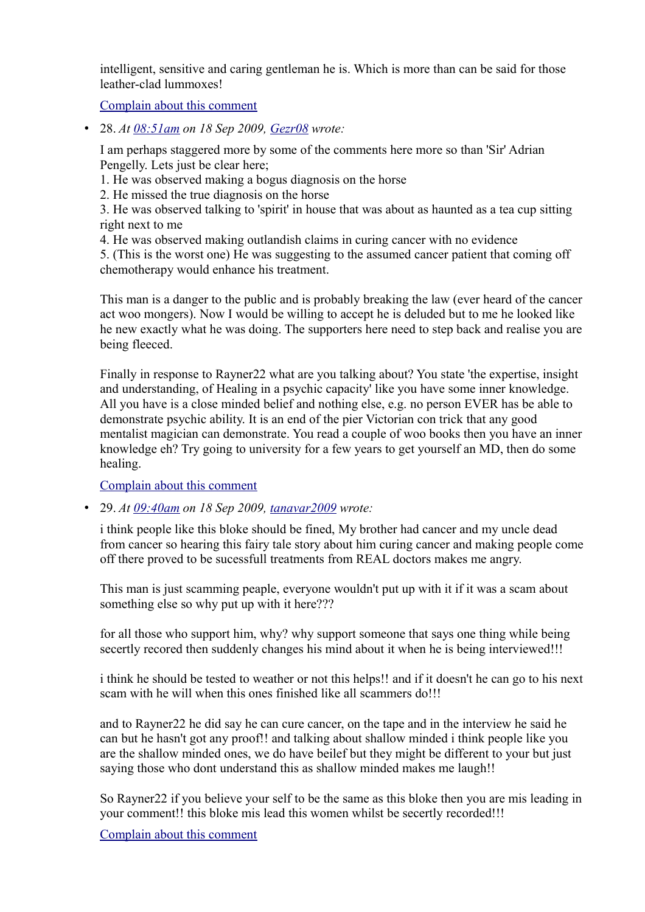intelligent, sensitive and caring gentleman he is. Which is more than can be said for those leather-clad lummoxes!

[Complain about this comment]

- 28. *At [08:51am] on 18 Sep 2009, [Gezr08] wrote:*

  I am perhaps staggered more by some of the comments here more so than 'Sir' Adrian Pengelly. Lets just be clear here;
  1. He was observed making a bogus diagnosis on the horse
  2. He missed the true diagnosis on the horse
  3. He was observed talking to 'spirit' in house that was about as haunted as a tea cup sitting right next to me
  4. He was observed making outlandish claims in curing cancer with no evidence
  5. (This is the worst one) He was suggesting to the assumed cancer patient that coming off chemotherapy would enhance his treatment.

  This man is a danger to the public and is probably breaking the law (ever heard of the cancer act woo mongers). Now I would be willing to accept he is deluded but to me he looked like he new exactly what he was doing. The supporters here need to step back and realise you are being fleeced.

  Finally in response to Rayner22 what are you talking about? You state 'the expertise, insight and understanding, of Healing in a psychic capacity' like you have some inner knowledge. All you have is a close minded belief and nothing else, e.g. no person EVER has be able to demonstrate psychic ability. It is an end of the pier Victorian con trick that any good mentalist magician can demonstrate. You read a couple of woo books then you have an inner knowledge eh? Try going to university for a few years to get yourself an MD, then do some healing.

  [Complain about this comment]

- 29. *At [09:40am] on 18 Sep 2009, [tanavar2009] wrote:*

  i think people like this bloke should be fined, My brother had cancer and my uncle dead from cancer so hearing this fairy tale story about him curing cancer and making people come off there proved to be sucessfull treatments from REAL doctors makes me angry.

  This man is just scamming peaple, everyone wouldn't put up with it if it was a scam about something else so why put up with it here???

  for all those who support him, why? why support someone that says one thing while being secertly recored then suddenly changes his mind about it when he is being interviewed!!!

  i think he should be tested to weather or not this helps!! and if it doesn't he can go to his next scam with he will when this ones finished like all scammers do!!!

  and to Rayner22 he did say he can cure cancer, on the tape and in the interview he said he can but he hasn't got any proof!! and talking about shallow minded i think people like you are the shallow minded ones, we do have beilef but they might be different to your but just saying those who dont understand this as shallow minded makes me laugh!!

  So Rayner22 if you believe your self to be the same as this bloke then you are mis leading in your comment!! this bloke mis lead this women whilst be secertly recorded!!!

  [Complain about this comment]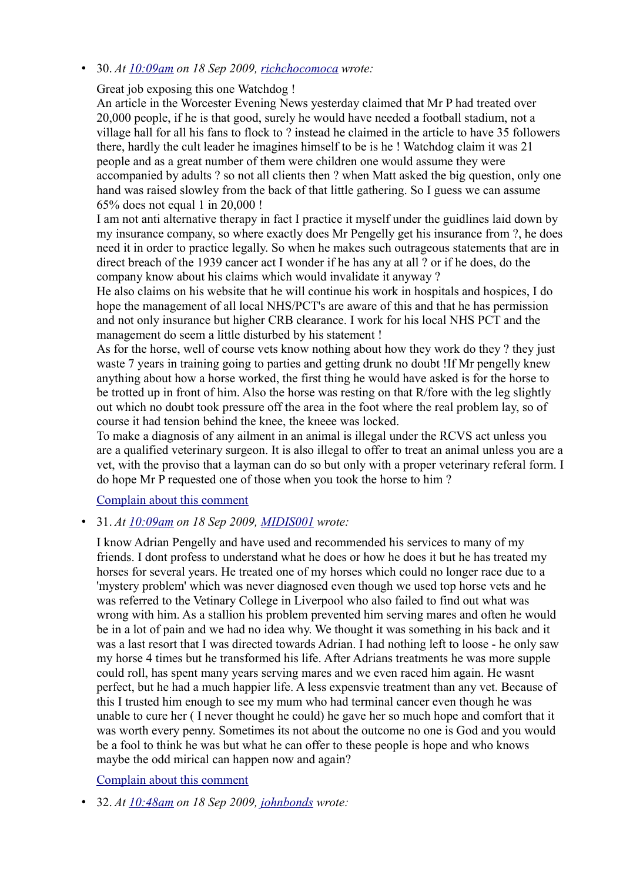- 30. *At [10:09am](#) on 18 Sep 2009, [richchocomoca](#) wrote:*

  Great job exposing this one Watchdog !
  An article in the Worcester Evening News yesterday claimed that Mr P had treated over 20,000 people, if he is that good, surely he would have needed a football stadium, not a village hall for all his fans to flock to ? instead he claimed in the article to have 35 followers there, hardly the cult leader he imagines himself to be is he ! Watchdog claim it was 21 people and as a great number of them were children one would assume they were accompanied by adults ? so not all clients then ? when Matt asked the big question, only one hand was raised slowley from the back of that little gathering. So I guess we can assume 65% does not equal 1 in 20,000 !
  I am not anti alternative therapy in fact I practice it myself under the guidlines laid down by my insurance company, so where exactly does Mr Pengelly get his insurance from ?, he does need it in order to practice legally. So when he makes such outrageous statements that are in direct breach of the 1939 cancer act I wonder if he has any at all ? or if he does, do the company know about his claims which would invalidate it anyway ?
  He also claims on his website that he will continue his work in hospitals and hospices, I do hope the management of all local NHS/PCT's are aware of this and that he has permission and not only insurance but higher CRB clearance. I work for his local NHS PCT and the management do seem a little disturbed by his statement !
  As for the horse, well of course vets know nothing about how they work do they ? they just waste 7 years in training going to parties and getting drunk no doubt !If Mr pengelly knew anything about how a horse worked, the first thing he would have asked is for the horse to be trotted up in front of him. Also the horse was resting on that R/fore with the leg slightly out which no doubt took pressure off the area in the foot where the real problem lay, so of course it had tension behind the knee, the kneee was locked.
  To make a diagnosis of any ailment in an animal is illegal under the RCVS act unless you are a qualified veterinary surgeon. It is also illegal to offer to treat an animal unless you are a vet, with the proviso that a layman can do so but only with a proper veterinary referal form. I do hope Mr P requested one of those when you took the horse to him ?

  [Complain about this comment](#)

- 31. *At [10:09am](#) on 18 Sep 2009, [MIDIS001](#) wrote:*

  I know Adrian Pengelly and have used and recommended his services to many of my friends. I dont profess to understand what he does or how he does it but he has treated my horses for several years. He treated one of my horses which could no longer race due to a 'mystery problem' which was never diagnosed even though we used top horse vets and he was referred to the Vetinary College in Liverpool who also failed to find out what was wrong with him. As a stallion his problem prevented him serving mares and often he would be in a lot of pain and we had no idea why. We thought it was something in his back and it was a last resort that I was directed towards Adrian. I had nothing left to loose - he only saw my horse 4 times but he transformed his life. After Adrians treatments he was more supple could roll, has spent many years serving mares and we even raced him again. He wasnt perfect, but he had a much happier life. A less expensvie treatment than any vet. Because of this I trusted him enough to see my mum who had terminal cancer even though he was unable to cure her ( I never thought he could) he gave her so much hope and comfort that it was worth every penny. Sometimes its not about the outcome no one is God and you would be a fool to think he was but what he can offer to these people is hope and who knows maybe the odd mirical can happen now and again?

  [Complain about this comment](#)

- 32. *At [10:48am](#) on 18 Sep 2009, [johnbonds](#) wrote:*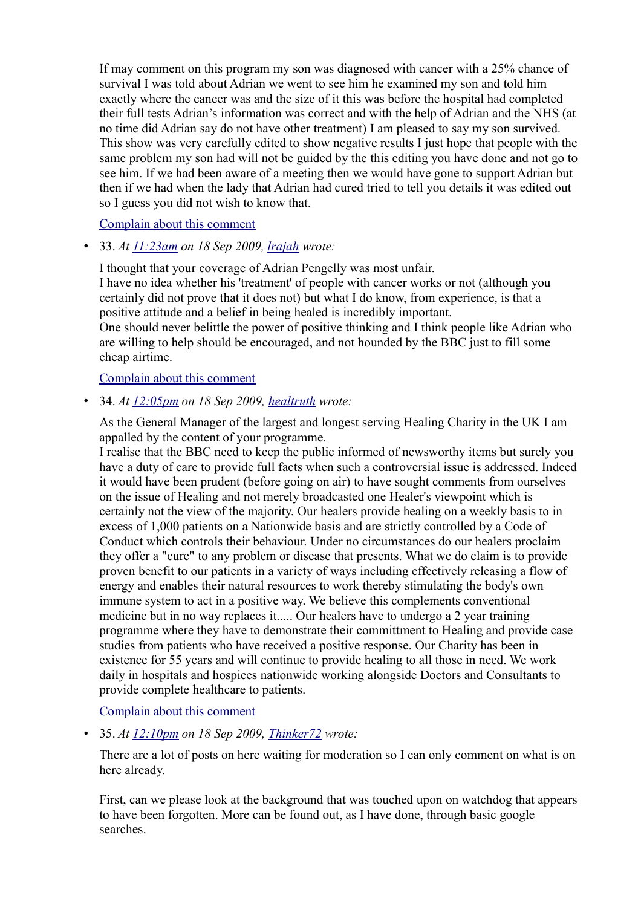If may comment on this program my son was diagnosed with cancer with a 25% chance of survival I was told about Adrian we went to see him he examined my son and told him exactly where the cancer was and the size of it this was before the hospital had completed their full tests Adrian's information was correct and with the help of Adrian and the NHS (at no time did Adrian say do not have other treatment) I am pleased to say my son survived. This show was very carefully edited to show negative results I just hope that people with the same problem my son had will not be guided by the this editing you have done and not go to see him. If we had been aware of a meeting then we would have gone to support Adrian but then if we had when the lady that Adrian had cured tried to tell you details it was edited out so I guess you did not wish to know that.

[Complain about this comment]

- 33. *At [11:23am] on 18 Sep 2009, [lrajah] wrote:*

  I thought that your coverage of Adrian Pengelly was most unfair.
  I have no idea whether his 'treatment' of people with cancer works or not (although you certainly did not prove that it does not) but what I do know, from experience, is that a positive attitude and a belief in being healed is incredibly important.
  One should never belittle the power of positive thinking and I think people like Adrian who are willing to help should be encouraged, and not hounded by the BBC just to fill some cheap airtime.

  [Complain about this comment]

- 34. *At [12:05pm] on 18 Sep 2009, [healtruth] wrote:*

  As the General Manager of the largest and longest serving Healing Charity in the UK I am appalled by the content of your programme.
  I realise that the BBC need to keep the public informed of newsworthy items but surely you have a duty of care to provide full facts when such a controversial issue is addressed. Indeed it would have been prudent (before going on air) to have sought comments from ourselves on the issue of Healing and not merely broadcasted one Healer's viewpoint which is certainly not the view of the majority. Our healers provide healing on a weekly basis to in excess of 1,000 patients on a Nationwide basis and are strictly controlled by a Code of Conduct which controls their behaviour. Under no circumstances do our healers proclaim they offer a "cure" to any problem or disease that presents. What we do claim is to provide proven benefit to our patients in a variety of ways including effectively releasing a flow of energy and enables their natural resources to work thereby stimulating the body's own immune system to act in a positive way. We believe this complements conventional medicine but in no way replaces it..... Our healers have to undergo a 2 year training programme where they have to demonstrate their committment to Healing and provide case studies from patients who have received a positive response. Our Charity has been in existence for 55 years and will continue to provide healing to all those in need. We work daily in hospitals and hospices nationwide working alongside Doctors and Consultants to provide complete healthcare to patients.

  [Complain about this comment]

- 35. *At [12:10pm] on 18 Sep 2009, [Thinker72] wrote:*

  There are a lot of posts on here waiting for moderation so I can only comment on what is on here already.

  First, can we please look at the background that was touched upon on watchdog that appears to have been forgotten. More can be found out, as I have done, through basic google searches.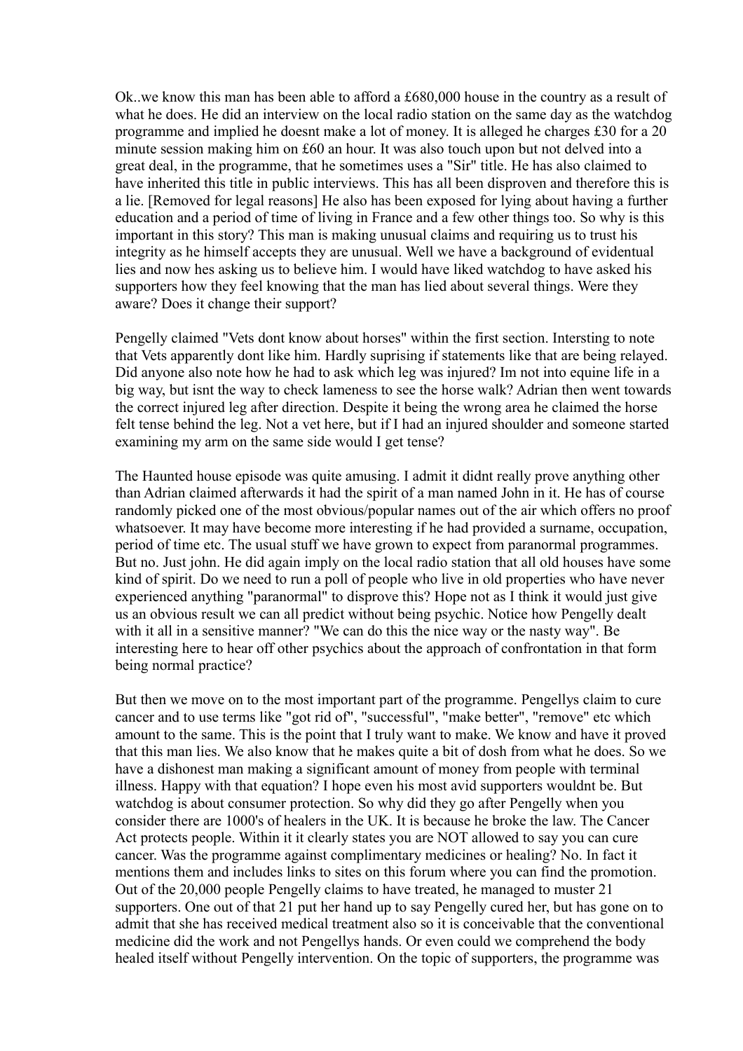Ok..we know this man has been able to afford a £680,000 house in the country as a result of what he does. He did an interview on the local radio station on the same day as the watchdog programme and implied he doesnt make a lot of money. It is alleged he charges £30 for a 20 minute session making him on £60 an hour. It was also touch upon but not delved into a great deal, in the programme, that he sometimes uses a "Sir" title. He has also claimed to have inherited this title in public interviews. This has all been disproven and therefore this is a lie. [Removed for legal reasons] He also has been exposed for lying about having a further education and a period of time of living in France and a few other things too. So why is this important in this story? This man is making unusual claims and requiring us to trust his integrity as he himself accepts they are unusual. Well we have a background of evidentual lies and now hes asking us to believe him. I would have liked watchdog to have asked his supporters how they feel knowing that the man has lied about several things. Were they aware? Does it change their support?

Pengelly claimed "Vets dont know about horses" within the first section. Intersting to note that Vets apparently dont like him. Hardly suprising if statements like that are being relayed. Did anyone also note how he had to ask which leg was injured? Im not into equine life in a big way, but isnt the way to check lameness to see the horse walk? Adrian then went towards the correct injured leg after direction. Despite it being the wrong area he claimed the horse felt tense behind the leg. Not a vet here, but if I had an injured shoulder and someone started examining my arm on the same side would I get tense?

The Haunted house episode was quite amusing. I admit it didnt really prove anything other than Adrian claimed afterwards it had the spirit of a man named John in it. He has of course randomly picked one of the most obvious/popular names out of the air which offers no proof whatsoever. It may have become more interesting if he had provided a surname, occupation, period of time etc. The usual stuff we have grown to expect from paranormal programmes. But no. Just john. He did again imply on the local radio station that all old houses have some kind of spirit. Do we need to run a poll of people who live in old properties who have never experienced anything "paranormal" to disprove this? Hope not as I think it would just give us an obvious result we can all predict without being psychic. Notice how Pengelly dealt with it all in a sensitive manner? "We can do this the nice way or the nasty way". Be interesting here to hear off other psychics about the approach of confrontation in that form being normal practice?

But then we move on to the most important part of the programme. Pengellys claim to cure cancer and to use terms like "got rid of", "successful", "make better", "remove" etc which amount to the same. This is the point that I truly want to make. We know and have it proved that this man lies. We also know that he makes quite a bit of dosh from what he does. So we have a dishonest man making a significant amount of money from people with terminal illness. Happy with that equation? I hope even his most avid supporters wouldnt be. But watchdog is about consumer protection. So why did they go after Pengelly when you consider there are 1000's of healers in the UK. It is because he broke the law. The Cancer Act protects people. Within it it clearly states you are NOT allowed to say you can cure cancer. Was the programme against complimentary medicines or healing? No. In fact it mentions them and includes links to sites on this forum where you can find the promotion. Out of the 20,000 people Pengelly claims to have treated, he managed to muster 21 supporters. One out of that 21 put her hand up to say Pengelly cured her, but has gone on to admit that she has received medical treatment also so it is conceivable that the conventional medicine did the work and not Pengellys hands. Or even could we comprehend the body healed itself without Pengelly intervention. On the topic of supporters, the programme was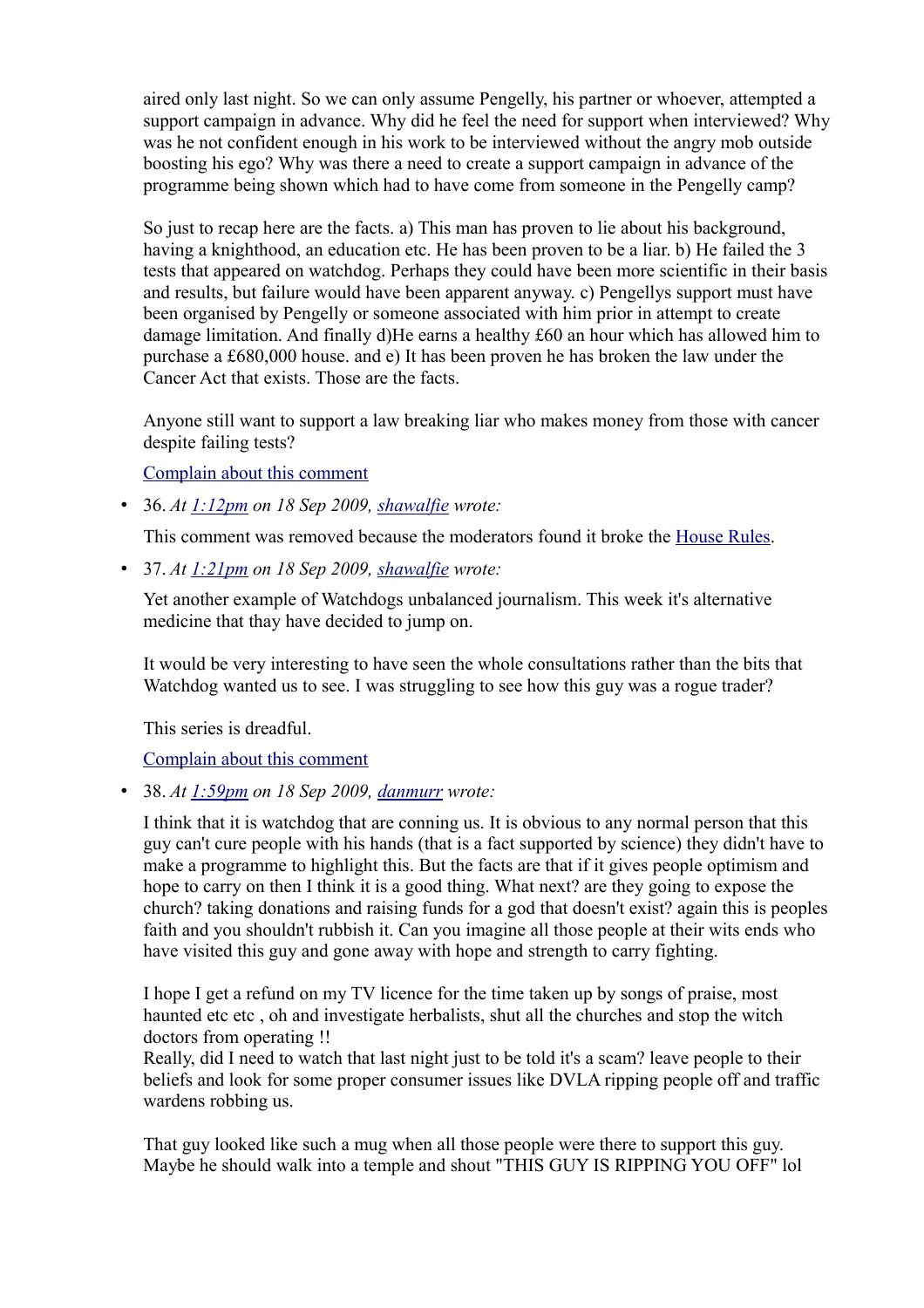aired only last night. So we can only assume Pengelly, his partner or whoever, attempted a support campaign in advance. Why did he feel the need for support when interviewed? Why was he not confident enough in his work to be interviewed without the angry mob outside boosting his ego? Why was there a need to create a support campaign in advance of the programme being shown which had to have come from someone in the Pengelly camp?

So just to recap here are the facts. a) This man has proven to lie about his background, having a knighthood, an education etc. He has been proven to be a liar. b) He failed the 3 tests that appeared on watchdog. Perhaps they could have been more scientific in their basis and results, but failure would have been apparent anyway. c) Pengellys support must have been organised by Pengelly or someone associated with him prior in attempt to create damage limitation. And finally d)He earns a healthy £60 an hour which has allowed him to purchase a £680,000 house. and e) It has been proven he has broken the law under the Cancer Act that exists. Those are the facts.

Anyone still want to support a law breaking liar who makes money from those with cancer despite failing tests?

[Complain about this comment]

- 36. *At [1:12pm] on 18 Sep 2009, [shawalfie] wrote:*

  This comment was removed because the moderators found it broke the [House Rules].

- 37. *At [1:21pm] on 18 Sep 2009, [shawalfie] wrote:*

  Yet another example of Watchdogs unbalanced journalism. This week it's alternative medicine that thay have decided to jump on.

  It would be very interesting to have seen the whole consultations rather than the bits that Watchdog wanted us to see. I was struggling to see how this guy was a rogue trader?

  This series is dreadful.

  [Complain about this comment]

- 38. *At [1:59pm] on 18 Sep 2009, [danmurr] wrote:*

  I think that it is watchdog that are conning us. It is obvious to any normal person that this guy can't cure people with his hands (that is a fact supported by science) they didn't have to make a programme to highlight this. But the facts are that if it gives people optimism and hope to carry on then I think it is a good thing. What next? are they going to expose the church? taking donations and raising funds for a god that doesn't exist? again this is peoples faith and you shouldn't rubbish it. Can you imagine all those people at their wits ends who have visited this guy and gone away with hope and strength to carry fighting.

  I hope I get a refund on my TV licence for the time taken up by songs of praise, most haunted etc etc , oh and investigate herbalists, shut all the churches and stop the witch doctors from operating !!
  Really, did I need to watch that last night just to be told it's a scam? leave people to their beliefs and look for some proper consumer issues like DVLA ripping people off and traffic wardens robbing us.

  That guy looked like such a mug when all those people were there to support this guy. Maybe he should walk into a temple and shout "THIS GUY IS RIPPING YOU OFF" lol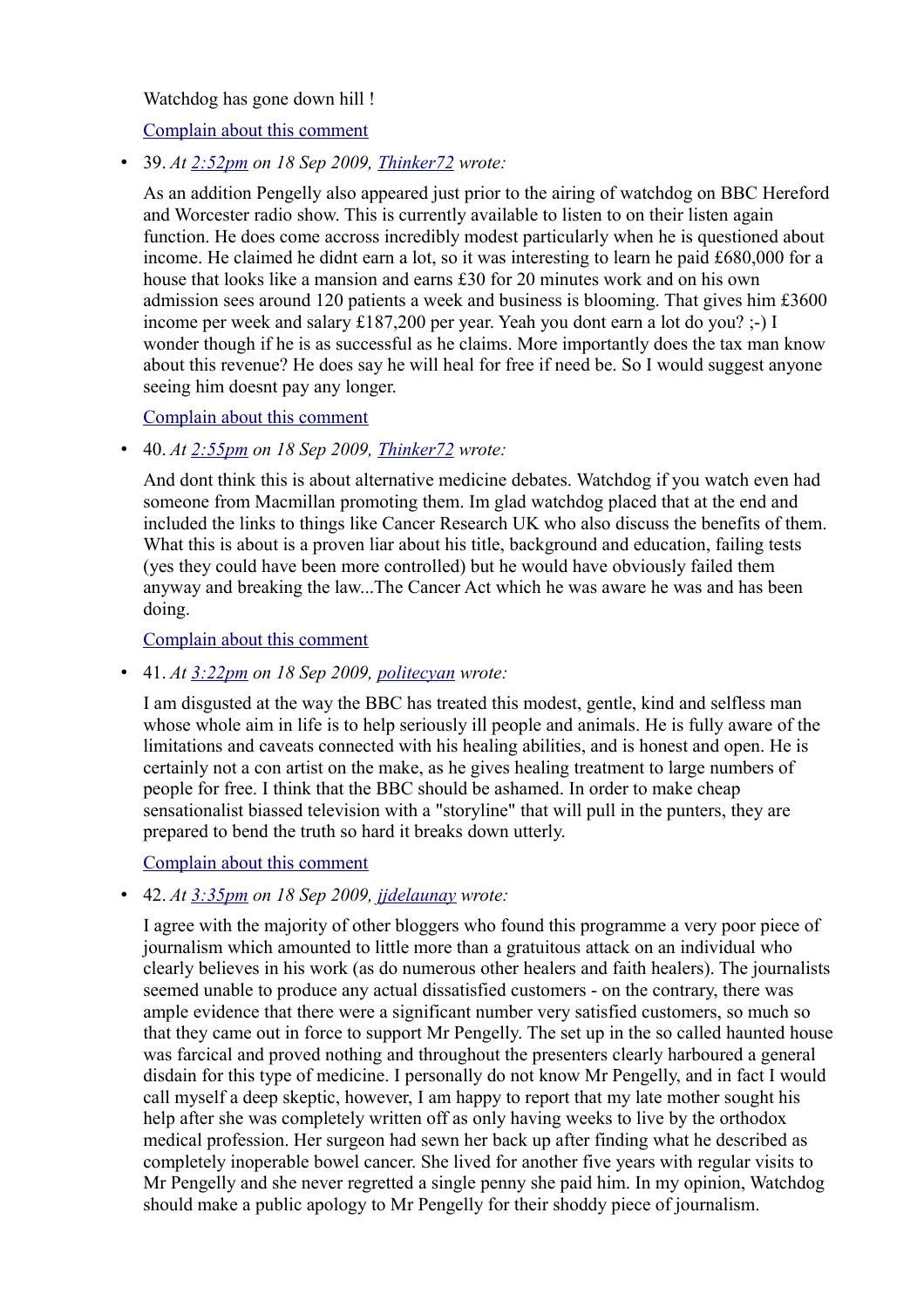Watchdog has gone down hill !

[Complain about this comment](#)

- 39. *At [2:52pm](#) on 18 Sep 2009, [Thinker72](#) wrote:*

  As an addition Pengelly also appeared just prior to the airing of watchdog on BBC Hereford and Worcester radio show. This is currently available to listen to on their listen again function. He does come accross incredibly modest particularly when he is questioned about income. He claimed he didnt earn a lot, so it was interesting to learn he paid £680,000 for a house that looks like a mansion and earns £30 for 20 minutes work and on his own admission sees around 120 patients a week and business is blooming. That gives him £3600 income per week and salary £187,200 per year. Yeah you dont earn a lot do you? ;-) I wonder though if he is as successful as he claims. More importantly does the tax man know about this revenue? He does say he will heal for free if need be. So I would suggest anyone seeing him doesnt pay any longer.

  [Complain about this comment](#)

- 40. *At [2:55pm](#) on 18 Sep 2009, [Thinker72](#) wrote:*

  And dont think this is about alternative medicine debates. Watchdog if you watch even had someone from Macmillan promoting them. Im glad watchdog placed that at the end and included the links to things like Cancer Research UK who also discuss the benefits of them. What this is about is a proven liar about his title, background and education, failing tests (yes they could have been more controlled) but he would have obviously failed them anyway and breaking the law...The Cancer Act which he was aware he was and has been doing.

  [Complain about this comment](#)

- 41. *At [3:22pm](#) on 18 Sep 2009, [politecyan](#) wrote:*

  I am disgusted at the way the BBC has treated this modest, gentle, kind and selfless man whose whole aim in life is to help seriously ill people and animals. He is fully aware of the limitations and caveats connected with his healing abilities, and is honest and open. He is certainly not a con artist on the make, as he gives healing treatment to large numbers of people for free. I think that the BBC should be ashamed. In order to make cheap sensationalist biassed television with a "storyline" that will pull in the punters, they are prepared to bend the truth so hard it breaks down utterly.

  [Complain about this comment](#)

- 42. *At [3:35pm](#) on 18 Sep 2009, [jjdelaunay](#) wrote:*

  I agree with the majority of other bloggers who found this programme a very poor piece of journalism which amounted to little more than a gratuitous attack on an individual who clearly believes in his work (as do numerous other healers and faith healers). The journalists seemed unable to produce any actual dissatisfied customers - on the contrary, there was ample evidence that there were a significant number very satisfied customers, so much so that they came out in force to support Mr Pengelly. The set up in the so called haunted house was farcical and proved nothing and throughout the presenters clearly harboured a general disdain for this type of medicine. I personally do not know Mr Pengelly, and in fact I would call myself a deep skeptic, however, I am happy to report that my late mother sought his help after she was completely written off as only having weeks to live by the orthodox medical profession. Her surgeon had sewn her back up after finding what he described as completely inoperable bowel cancer. She lived for another five years with regular visits to Mr Pengelly and she never regretted a single penny she paid him. In my opinion, Watchdog should make a public apology to Mr Pengelly for their shoddy piece of journalism.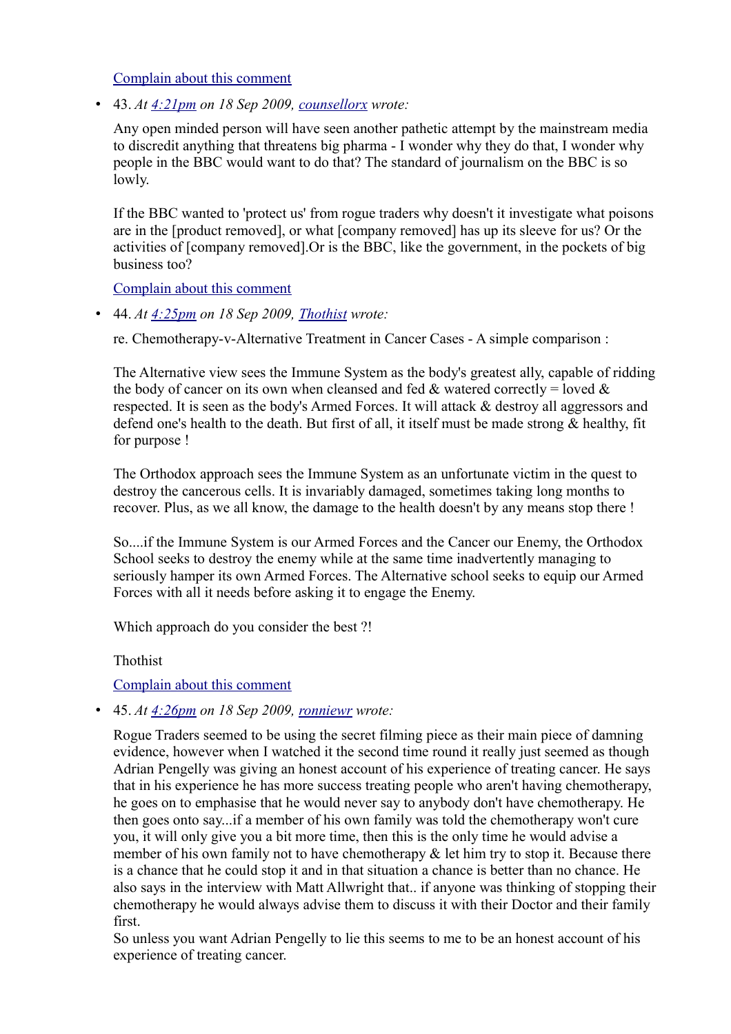Complain about this comment

- 43. *At 4:21pm on 18 Sep 2009, counsellorx wrote:*

  Any open minded person will have seen another pathetic attempt by the mainstream media to discredit anything that threatens big pharma - I wonder why they do that, I wonder why people in the BBC would want to do that? The standard of journalism on the BBC is so lowly.

  If the BBC wanted to 'protect us' from rogue traders why doesn't it investigate what poisons are in the [product removed], or what [company removed] has up its sleeve for us? Or the activities of [company removed].Or is the BBC, like the government, in the pockets of big business too?

  Complain about this comment

- 44. *At 4:25pm on 18 Sep 2009, Thothist wrote:*

  re. Chemotherapy-v-Alternative Treatment in Cancer Cases - A simple comparison :

  The Alternative view sees the Immune System as the body's greatest ally, capable of ridding the body of cancer on its own when cleansed and fed & watered correctly = loved & respected. It is seen as the body's Armed Forces. It will attack & destroy all aggressors and defend one's health to the death. But first of all, it itself must be made strong & healthy, fit for purpose !

  The Orthodox approach sees the Immune System as an unfortunate victim in the quest to destroy the cancerous cells. It is invariably damaged, sometimes taking long months to recover. Plus, as we all know, the damage to the health doesn't by any means stop there !

  So....if the Immune System is our Armed Forces and the Cancer our Enemy, the Orthodox School seeks to destroy the enemy while at the same time inadvertently managing to seriously hamper its own Armed Forces. The Alternative school seeks to equip our Armed Forces with all it needs before asking it to engage the Enemy.

  Which approach do you consider the best ?!

  Thothist

  Complain about this comment

- 45. *At 4:26pm on 18 Sep 2009, ronniewr wrote:*

  Rogue Traders seemed to be using the secret filming piece as their main piece of damning evidence, however when I watched it the second time round it really just seemed as though Adrian Pengelly was giving an honest account of his experience of treating cancer. He says that in his experience he has more success treating people who aren't having chemotherapy, he goes on to emphasise that he would never say to anybody don't have chemotherapy. He then goes onto say...if a member of his own family was told the chemotherapy won't cure you, it will only give you a bit more time, then this is the only time he would advise a member of his own family not to have chemotherapy & let him try to stop it. Because there is a chance that he could stop it and in that situation a chance is better than no chance. He also says in the interview with Matt Allwright that.. if anyone was thinking of stopping their chemotherapy he would always advise them to discuss it with their Doctor and their family first.
  So unless you want Adrian Pengelly to lie this seems to me to be an honest account of his experience of treating cancer.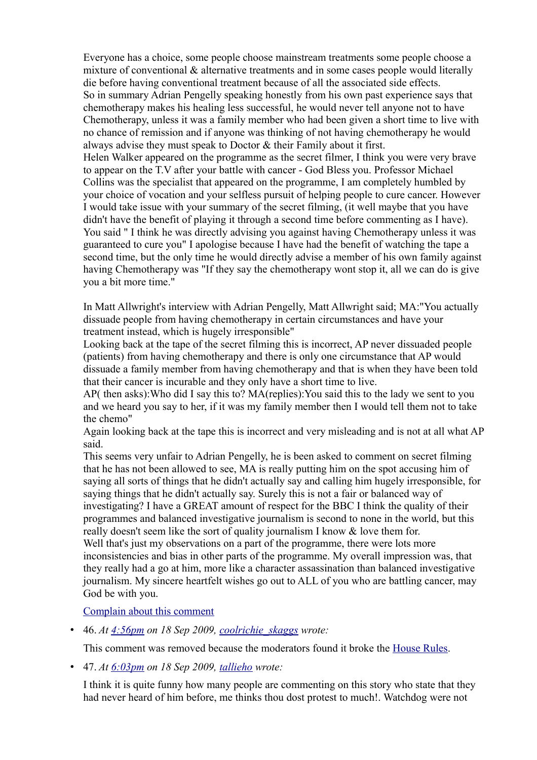Everyone has a choice, some people choose mainstream treatments some people choose a mixture of conventional & alternative treatments and in some cases people would literally die before having conventional treatment because of all the associated side effects.
So in summary Adrian Pengelly speaking honestly from his own past experience says that chemotherapy makes his healing less successful, he would never tell anyone not to have Chemotherapy, unless it was a family member who had been given a short time to live with no chance of remission and if anyone was thinking of not having chemotherapy he would always advise they must speak to Doctor & their Family about it first.
Helen Walker appeared on the programme as the secret filmer, I think you were very brave to appear on the T.V after your battle with cancer - God Bless you. Professor Michael Collins was the specialist that appeared on the programme, I am completely humbled by your choice of vocation and your selfless pursuit of helping people to cure cancer. However I would take issue with your summary of the secret filming, (it well maybe that you have didn't have the benefit of playing it through a second time before commenting as I have). You said " I think he was directly advising you against having Chemotherapy unless it was guaranteed to cure you" I apologise because I have had the benefit of watching the tape a second time, but the only time he would directly advise a member of his own family against having Chemotherapy was "If they say the chemotherapy wont stop it, all we can do is give you a bit more time."

In Matt Allwright's interview with Adrian Pengelly, Matt Allwright said; MA:"You actually dissuade people from having chemotherapy in certain circumstances and have your treatment instead, which is hugely irresponsible"
Looking back at the tape of the secret filming this is incorrect, AP never dissuaded people (patients) from having chemotherapy and there is only one circumstance that AP would dissuade a family member from having chemotherapy and that is when they have been told that their cancer is incurable and they only have a short time to live.
AP( then asks):Who did I say this to? MA(replies):You said this to the lady we sent to you and we heard you say to her, if it was my family member then I would tell them not to take the chemo"
Again looking back at the tape this is incorrect and very misleading and is not at all what AP said.
This seems very unfair to Adrian Pengelly, he is been asked to comment on secret filming that he has not been allowed to see, MA is really putting him on the spot accusing him of saying all sorts of things that he didn't actually say and calling him hugely irresponsible, for saying things that he didn't actually say. Surely this is not a fair or balanced way of investigating? I have a GREAT amount of respect for the BBC I think the quality of their programmes and balanced investigative journalism is second to none in the world, but this really doesn't seem like the sort of quality journalism I know & love them for.
Well that's just my observations on a part of the programme, there were lots more inconsistencies and bias in other parts of the programme. My overall impression was, that they really had a go at him, more like a character assassination than balanced investigative journalism. My sincere heartfelt wishes go out to ALL of you who are battling cancer, may God be with you.

[Complain about this comment]

- 46. *At [4:56pm] on 18 Sep 2009, [coolrichie_skaggs] wrote:*

  This comment was removed because the moderators found it broke the [House Rules].

- 47. *At [6:03pm] on 18 Sep 2009, [tallieho] wrote:*

  I think it is quite funny how many people are commenting on this story who state that they had never heard of him before, me thinks thou dost protest to much!. Watchdog were not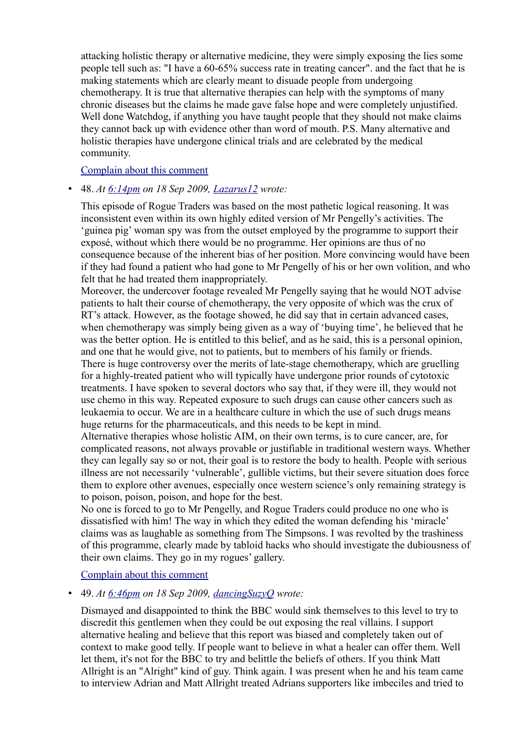attacking holistic therapy or alternative medicine, they were simply exposing the lies some people tell such as: "I have a 60-65% success rate in treating cancer". and the fact that he is making statements which are clearly meant to disuade people from undergoing chemotherapy. It is true that alternative therapies can help with the symptoms of many chronic diseases but the claims he made gave false hope and were completely unjustified. Well done Watchdog, if anything you have taught people that they should not make claims they cannot back up with evidence other than word of mouth. P.S. Many alternative and holistic therapies have undergone clinical trials and are celebrated by the medical community.

[Complain about this comment]

- 48. *At [6:14pm] on 18 Sep 2009, [Lazarus12] wrote:*

  This episode of Rogue Traders was based on the most pathetic logical reasoning. It was inconsistent even within its own highly edited version of Mr Pengelly's activities. The 'guinea pig' woman spy was from the outset employed by the programme to support their exposé, without which there would be no programme. Her opinions are thus of no consequence because of the inherent bias of her position. More convincing would have been if they had found a patient who had gone to Mr Pengelly of his or her own volition, and who felt that he had treated them inappropriately.
  Moreover, the undercover footage revealed Mr Pengelly saying that he would NOT advise patients to halt their course of chemotherapy, the very opposite of which was the crux of RT's attack. However, as the footage showed, he did say that in certain advanced cases, when chemotherapy was simply being given as a way of 'buying time', he believed that he was the better option. He is entitled to this belief, and as he said, this is a personal opinion, and one that he would give, not to patients, but to members of his family or friends.
  There is huge controversy over the merits of late-stage chemotherapy, which are gruelling for a highly-treated patient who will typically have undergone prior rounds of cytotoxic treatments. I have spoken to several doctors who say that, if they were ill, they would not use chemo in this way. Repeated exposure to such drugs can cause other cancers such as leukaemia to occur. We are in a healthcare culture in which the use of such drugs means huge returns for the pharmaceuticals, and this needs to be kept in mind.
  Alternative therapies whose holistic AIM, on their own terms, is to cure cancer, are, for complicated reasons, not always provable or justifiable in traditional western ways. Whether they can legally say so or not, their goal is to restore the body to health. People with serious illness are not necessarily 'vulnerable', gullible victims, but their severe situation does force them to explore other avenues, especially once western science's only remaining strategy is to poison, poison, poison, and hope for the best.
  No one is forced to go to Mr Pengelly, and Rogue Traders could produce no one who is dissatisfied with him! The way in which they edited the woman defending his 'miracle' claims was as laughable as something from The Simpsons. I was revolted by the trashiness of this programme, clearly made by tabloid hacks who should investigate the dubiousness of their own claims. They go in my rogues' gallery.

  [Complain about this comment]

- 49. *At [6:46pm] on 18 Sep 2009, [dancingSuzyQ] wrote:*

  Dismayed and disappointed to think the BBC would sink themselves to this level to try to discredit this gentlemen when they could be out exposing the real villains. I support alternative healing and believe that this report was biased and completely taken out of context to make good telly. If people want to believe in what a healer can offer them. Well let them, it's not for the BBC to try and belittle the beliefs of others. If you think Matt Allright is an "Alright" kind of guy. Think again. I was present when he and his team came to interview Adrian and Matt Allright treated Adrians supporters like imbeciles and tried to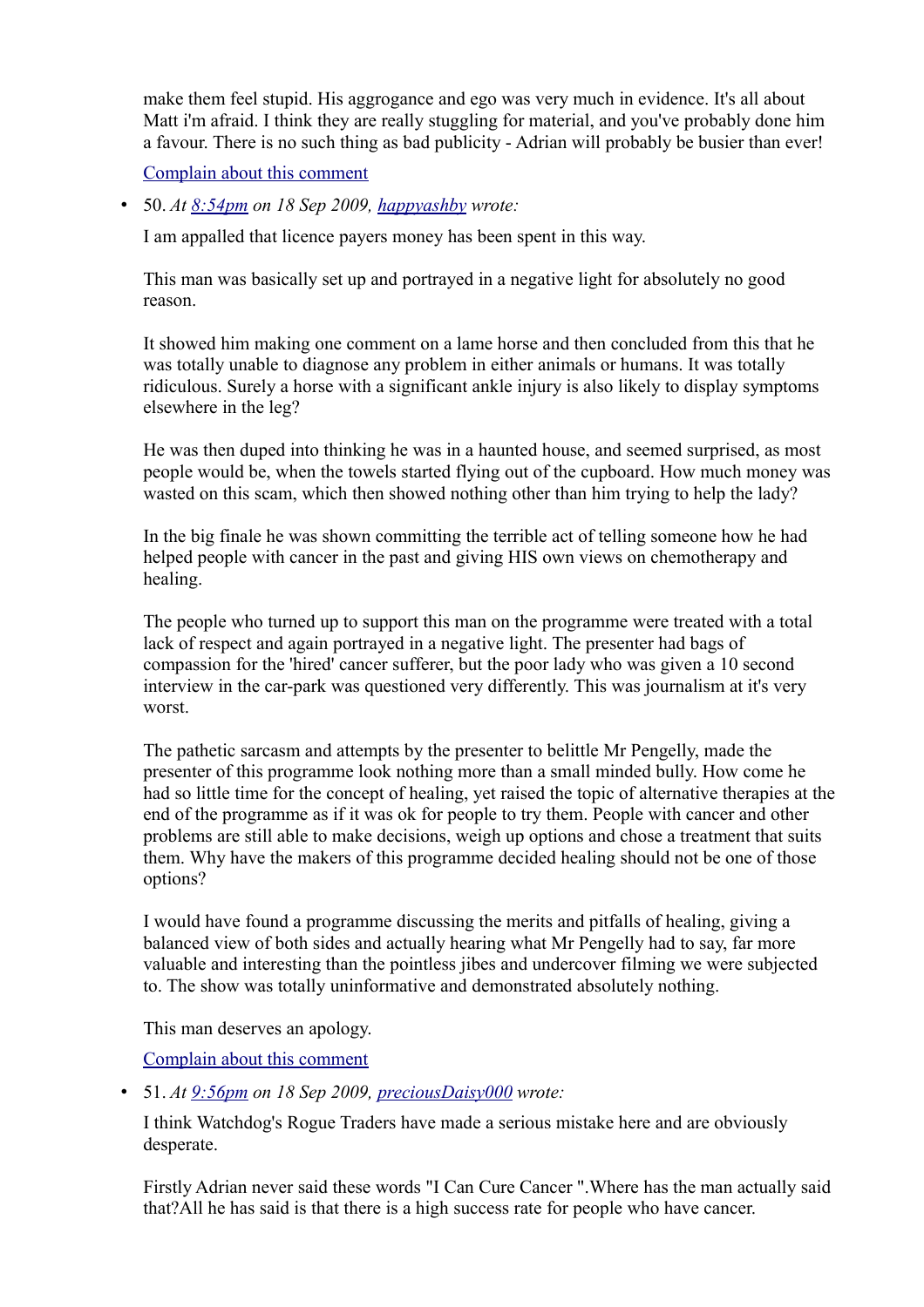make them feel stupid. His aggrogance and ego was very much in evidence. It's all about Matt i'm afraid. I think they are really stuggling for material, and you've probably done him a favour. There is no such thing as bad publicity - Adrian will probably be busier than ever!

Complain about this comment

- 50. *At 8:54pm on 18 Sep 2009, happyashby wrote:*

  I am appalled that licence payers money has been spent in this way.

  This man was basically set up and portrayed in a negative light for absolutely no good reason.

  It showed him making one comment on a lame horse and then concluded from this that he was totally unable to diagnose any problem in either animals or humans. It was totally ridiculous. Surely a horse with a significant ankle injury is also likely to display symptoms elsewhere in the leg?

  He was then duped into thinking he was in a haunted house, and seemed surprised, as most people would be, when the towels started flying out of the cupboard. How much money was wasted on this scam, which then showed nothing other than him trying to help the lady?

  In the big finale he was shown committing the terrible act of telling someone how he had helped people with cancer in the past and giving HIS own views on chemotherapy and healing.

  The people who turned up to support this man on the programme were treated with a total lack of respect and again portrayed in a negative light. The presenter had bags of compassion for the 'hired' cancer sufferer, but the poor lady who was given a 10 second interview in the car-park was questioned very differently. This was journalism at it's very worst.

  The pathetic sarcasm and attempts by the presenter to belittle Mr Pengelly, made the presenter of this programme look nothing more than a small minded bully. How come he had so little time for the concept of healing, yet raised the topic of alternative therapies at the end of the programme as if it was ok for people to try them. People with cancer and other problems are still able to make decisions, weigh up options and chose a treatment that suits them. Why have the makers of this programme decided healing should not be one of those options?

  I would have found a programme discussing the merits and pitfalls of healing, giving a balanced view of both sides and actually hearing what Mr Pengelly had to say, far more valuable and interesting than the pointless jibes and undercover filming we were subjected to. The show was totally uninformative and demonstrated absolutely nothing.

  This man deserves an apology.

  Complain about this comment

- 51. *At 9:56pm on 18 Sep 2009, preciousDaisy000 wrote:*

  I think Watchdog's Rogue Traders have made a serious mistake here and are obviously desperate.

  Firstly Adrian never said these words "I Can Cure Cancer ".Where has the man actually said that?All he has said is that there is a high success rate for people who have cancer.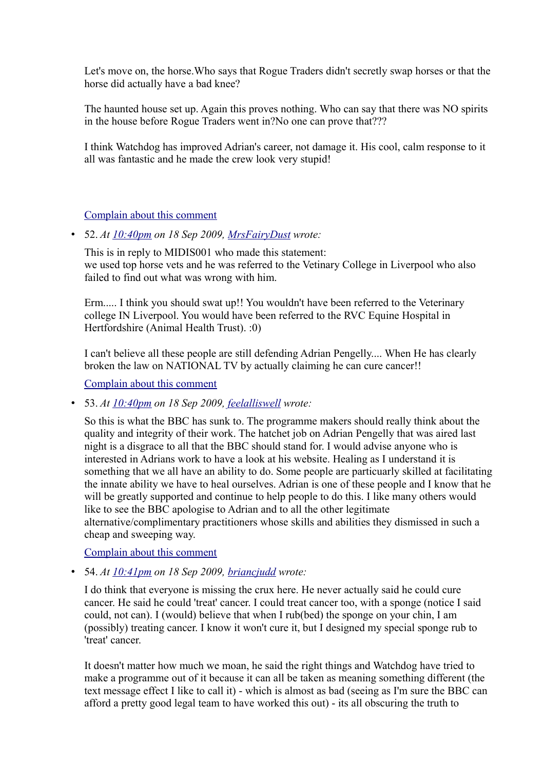Let's move on, the horse.Who says that Rogue Traders didn't secretly swap horses or that the horse did actually have a bad knee?

The haunted house set up. Again this proves nothing. Who can say that there was NO spirits in the house before Rogue Traders went in?No one can prove that???

I think Watchdog has improved Adrian's career, not damage it. His cool, calm response to it all was fantastic and he made the crew look very stupid!

[Complain about this comment]

- 52. *At [10:40pm] on 18 Sep 2009, [MrsFairyDust] wrote:*

  This is in reply to MIDIS001 who made this statement:
  we used top horse vets and he was referred to the Vetinary College in Liverpool who also failed to find out what was wrong with him.

  Erm..... I think you should swat up!! You wouldn't have been referred to the Veterinary college IN Liverpool. You would have been referred to the RVC Equine Hospital in Hertfordshire (Animal Health Trust). :0)

  I can't believe all these people are still defending Adrian Pengelly.... When He has clearly broken the law on NATIONAL TV by actually claiming he can cure cancer!!

  [Complain about this comment]

- 53. *At [10:40pm] on 18 Sep 2009, [feelalliswell] wrote:*

  So this is what the BBC has sunk to. The programme makers should really think about the quality and integrity of their work. The hatchet job on Adrian Pengelly that was aired last night is a disgrace to all that the BBC should stand for. I would advise anyone who is interested in Adrians work to have a look at his website. Healing as I understand it is something that we all have an ability to do. Some people are particuarly skilled at facilitating the innate ability we have to heal ourselves. Adrian is one of these people and I know that he will be greatly supported and continue to help people to do this. I like many others would like to see the BBC apologise to Adrian and to all the other legitimate alternative/complimentary practitioners whose skills and abilities they dismissed in such a cheap and sweeping way.

  [Complain about this comment]

- 54. *At [10:41pm] on 18 Sep 2009, [briancjudd] wrote:*

  I do think that everyone is missing the crux here. He never actually said he could cure cancer. He said he could 'treat' cancer. I could treat cancer too, with a sponge (notice I said could, not can). I (would) believe that when I rub(bed) the sponge on your chin, I am (possibly) treating cancer. I know it won't cure it, but I designed my special sponge rub to 'treat' cancer.

  It doesn't matter how much we moan, he said the right things and Watchdog have tried to make a programme out of it because it can all be taken as meaning something different (the text message effect I like to call it) - which is almost as bad (seeing as I'm sure the BBC can afford a pretty good legal team to have worked this out) - its all obscuring the truth to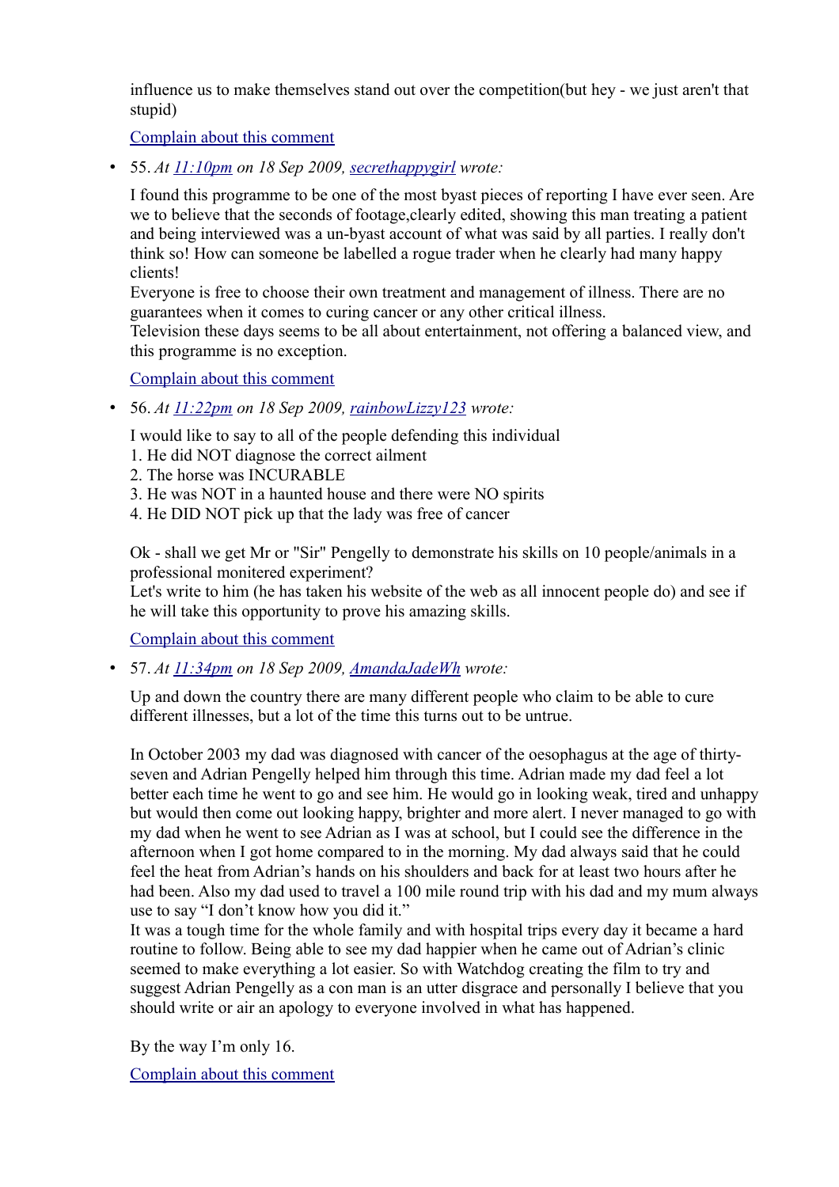influence us to make themselves stand out over the competition(but hey - we just aren't that stupid)

[Complain about this comment](#)

- 55. *At [11:10pm](#) on 18 Sep 2009, [secrethappygirl](#) wrote:*

  I found this programme to be one of the most byast pieces of reporting I have ever seen. Are we to believe that the seconds of footage,clearly edited, showing this man treating a patient and being interviewed was a un-byast account of what was said by all parties. I really don't think so! How can someone be labelled a rogue trader when he clearly had many happy clients!
  Everyone is free to choose their own treatment and management of illness. There are no guarantees when it comes to curing cancer or any other critical illness.
  Television these days seems to be all about entertainment, not offering a balanced view, and this programme is no exception.

  [Complain about this comment](#)

- 56. *At [11:22pm](#) on 18 Sep 2009, [rainbowLizzy123](#) wrote:*

  I would like to say to all of the people defending this individual
  1. He did NOT diagnose the correct ailment
  2. The horse was INCURABLE
  3. He was NOT in a haunted house and there were NO spirits
  4. He DID NOT pick up that the lady was free of cancer

  Ok - shall we get Mr or "Sir" Pengelly to demonstrate his skills on 10 people/animals in a professional monitered experiment?
  Let's write to him (he has taken his website of the web as all innocent people do) and see if he will take this opportunity to prove his amazing skills.

  [Complain about this comment](#)

- 57. *At [11:34pm](#) on 18 Sep 2009, [AmandaJadeWh](#) wrote:*

  Up and down the country there are many different people who claim to be able to cure different illnesses, but a lot of the time this turns out to be untrue.

  In October 2003 my dad was diagnosed with cancer of the oesophagus at the age of thirty-seven and Adrian Pengelly helped him through this time. Adrian made my dad feel a lot better each time he went to go and see him. He would go in looking weak, tired and unhappy but would then come out looking happy, brighter and more alert. I never managed to go with my dad when he went to see Adrian as I was at school, but I could see the difference in the afternoon when I got home compared to in the morning. My dad always said that he could feel the heat from Adrian's hands on his shoulders and back for at least two hours after he had been. Also my dad used to travel a 100 mile round trip with his dad and my mum always use to say "I don't know how you did it."
  It was a tough time for the whole family and with hospital trips every day it became a hard routine to follow. Being able to see my dad happier when he came out of Adrian's clinic seemed to make everything a lot easier. So with Watchdog creating the film to try and suggest Adrian Pengelly as a con man is an utter disgrace and personally I believe that you should write or air an apology to everyone involved in what has happened.

  By the way I'm only 16.

  [Complain about this comment](#)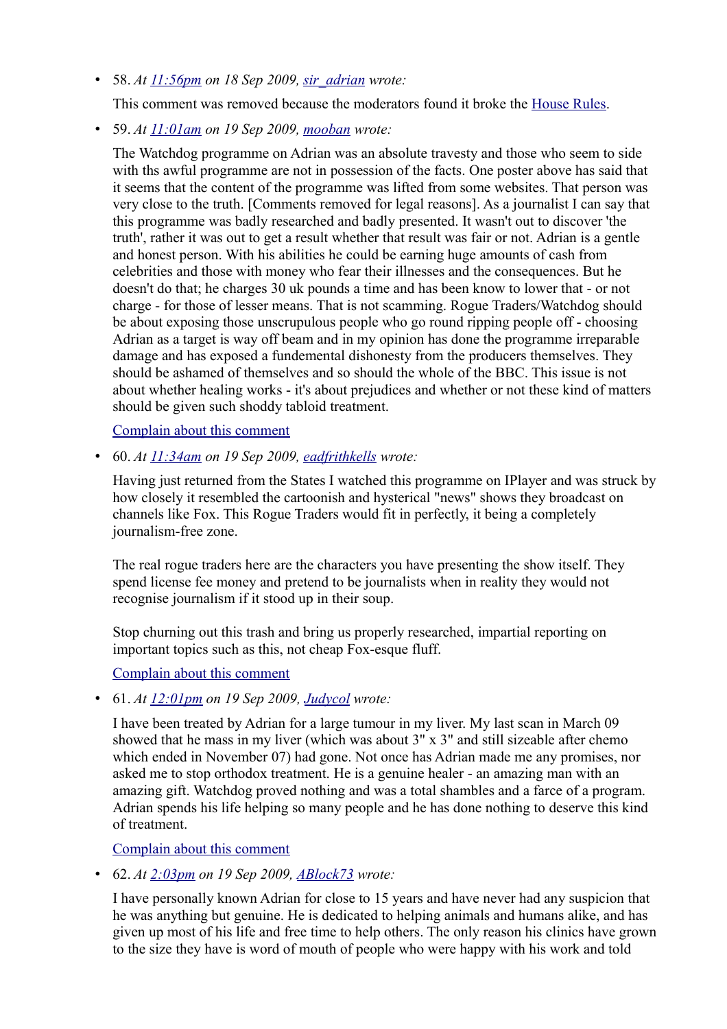- 58. *At [11:56pm](#) on 18 Sep 2009, [sir_adrian](#) wrote:*

  This comment was removed because the moderators found it broke the [House Rules](#).

- 59. *At [11:01am](#) on 19 Sep 2009, [mooban](#) wrote:*

  The Watchdog programme on Adrian was an absolute travesty and those who seem to side with ths awful programme are not in possession of the facts. One poster above has said that it seems that the content of the programme was lifted from some websites. That person was very close to the truth. [Comments removed for legal reasons]. As a journalist I can say that this programme was badly researched and badly presented. It wasn't out to discover 'the truth', rather it was out to get a result whether that result was fair or not. Adrian is a gentle and honest person. With his abilities he could be earning huge amounts of cash from celebrities and those with money who fear their illnesses and the consequences. But he doesn't do that; he charges 30 uk pounds a time and has been know to lower that - or not charge - for those of lesser means. That is not scamming. Rogue Traders/Watchdog should be about exposing those unscrupulous people who go round ripping people off - choosing Adrian as a target is way off beam and in my opinion has done the programme irreparable damage and has exposed a fundemental dishonesty from the producers themselves. They should be ashamed of themselves and so should the whole of the BBC. This issue is not about whether healing works - it's about prejudices and whether or not these kind of matters should be given such shoddy tabloid treatment.

  [Complain about this comment](#)

- 60. *At [11:34am](#) on 19 Sep 2009, [eadfrithkells](#) wrote:*

  Having just returned from the States I watched this programme on IPlayer and was struck by how closely it resembled the cartoonish and hysterical "news" shows they broadcast on channels like Fox. This Rogue Traders would fit in perfectly, it being a completely journalism-free zone.

  The real rogue traders here are the characters you have presenting the show itself. They spend license fee money and pretend to be journalists when in reality they would not recognise journalism if it stood up in their soup.

  Stop churning out this trash and bring us properly researched, impartial reporting on important topics such as this, not cheap Fox-esque fluff.

  [Complain about this comment](#)

- 61. *At [12:01pm](#) on 19 Sep 2009, [Judycol](#) wrote:*

  I have been treated by Adrian for a large tumour in my liver. My last scan in March 09 showed that he mass in my liver (which was about 3" x 3" and still sizeable after chemo which ended in November 07) had gone. Not once has Adrian made me any promises, nor asked me to stop orthodox treatment. He is a genuine healer - an amazing man with an amazing gift. Watchdog proved nothing and was a total shambles and a farce of a program. Adrian spends his life helping so many people and he has done nothing to deserve this kind of treatment.

  [Complain about this comment](#)

- 62. *At [2:03pm](#) on 19 Sep 2009, [ABlock73](#) wrote:*

  I have personally known Adrian for close to 15 years and have never had any suspicion that he was anything but genuine. He is dedicated to helping animals and humans alike, and has given up most of his life and free time to help others. The only reason his clinics have grown to the size they have is word of mouth of people who were happy with his work and told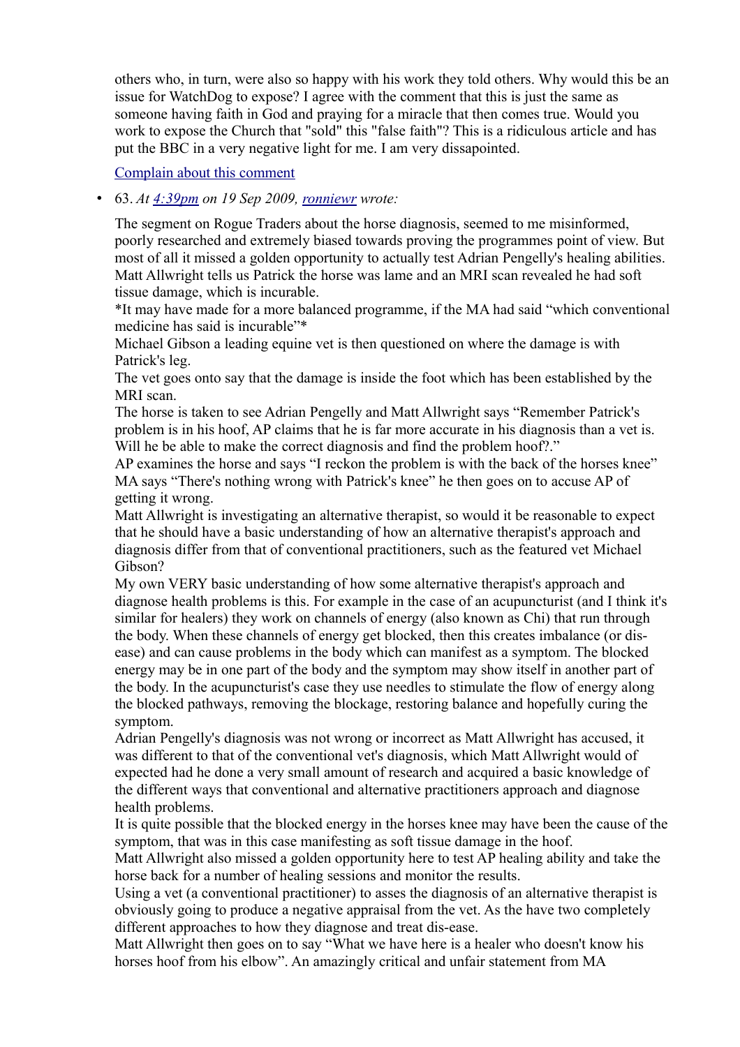others who, in turn, were also so happy with his work they told others. Why would this be an issue for WatchDog to expose? I agree with the comment that this is just the same as someone having faith in God and praying for a miracle that then comes true. Would you work to expose the Church that "sold" this "false faith"? This is a ridiculous article and has put the BBC in a very negative light for me. I am very dissapointed.

[Complain about this comment]

- 63. *At [4:39pm] on 19 Sep 2009, [ronniewr] wrote:*

  The segment on Rogue Traders about the horse diagnosis, seemed to me misinformed, poorly researched and extremely biased towards proving the programmes point of view. But most of all it missed a golden opportunity to actually test Adrian Pengelly's healing abilities.
  Matt Allwright tells us Patrick the horse was lame and an MRI scan revealed he had soft tissue damage, which is incurable.
  *It may have made for a more balanced programme, if the MA had said "which conventional medicine has said is incurable"*
  Michael Gibson a leading equine vet is then questioned on where the damage is with Patrick's leg.
  The vet goes onto say that the damage is inside the foot which has been established by the MRI scan.
  The horse is taken to see Adrian Pengelly and Matt Allwright says "Remember Patrick's problem is in his hoof, AP claims that he is far more accurate in his diagnosis than a vet is. Will he be able to make the correct diagnosis and find the problem hoof?."
  AP examines the horse and says "I reckon the problem is with the back of the horses knee"
  MA says "There's nothing wrong with Patrick's knee" he then goes on to accuse AP of getting it wrong.
  Matt Allwright is investigating an alternative therapist, so would it be reasonable to expect that he should have a basic understanding of how an alternative therapist's approach and diagnosis differ from that of conventional practitioners, such as the featured vet Michael Gibson?
  My own VERY basic understanding of how some alternative therapist's approach and diagnose health problems is this. For example in the case of an acupuncturist (and I think it's similar for healers) they work on channels of energy (also known as Chi) that run through the body. When these channels of energy get blocked, then this creates imbalance (or dis-ease) and can cause problems in the body which can manifest as a symptom. The blocked energy may be in one part of the body and the symptom may show itself in another part of the body. In the acupuncturist's case they use needles to stimulate the flow of energy along the blocked pathways, removing the blockage, restoring balance and hopefully curing the symptom.
  Adrian Pengelly's diagnosis was not wrong or incorrect as Matt Allwright has accused, it was different to that of the conventional vet's diagnosis, which Matt Allwright would of expected had he done a very small amount of research and acquired a basic knowledge of the different ways that conventional and alternative practitioners approach and diagnose health problems.
  It is quite possible that the blocked energy in the horses knee may have been the cause of the symptom, that was in this case manifesting as soft tissue damage in the hoof.
  Matt Allwright also missed a golden opportunity here to test AP healing ability and take the horse back for a number of healing sessions and monitor the results.
  Using a vet (a conventional practitioner) to asses the diagnosis of an alternative therapist is obviously going to produce a negative appraisal from the vet. As the have two completely different approaches to how they diagnose and treat dis-ease.
  Matt Allwright then goes on to say "What we have here is a healer who doesn't know his horses hoof from his elbow". An amazingly critical and unfair statement from MA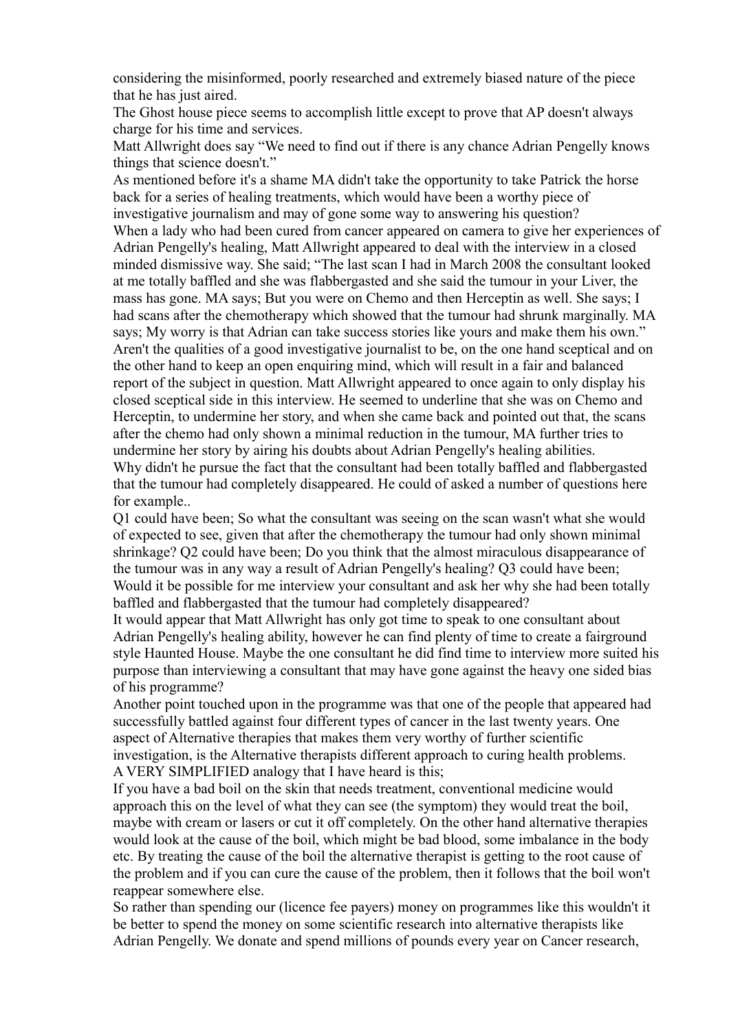considering the misinformed, poorly researched and extremely biased nature of the piece that he has just aired.

The Ghost house piece seems to accomplish little except to prove that AP doesn't always charge for his time and services.

Matt Allwright does say "We need to find out if there is any chance Adrian Pengelly knows things that science doesn't."

As mentioned before it's a shame MA didn't take the opportunity to take Patrick the horse back for a series of healing treatments, which would have been a worthy piece of investigative journalism and may of gone some way to answering his question?

When a lady who had been cured from cancer appeared on camera to give her experiences of Adrian Pengelly's healing, Matt Allwright appeared to deal with the interview in a closed minded dismissive way. She said; "The last scan I had in March 2008 the consultant looked at me totally baffled and she was flabbergasted and she said the tumour in your Liver, the mass has gone. MA says; But you were on Chemo and then Herceptin as well. She says; I had scans after the chemotherapy which showed that the tumour had shrunk marginally. MA says; My worry is that Adrian can take success stories like yours and make them his own."

Aren't the qualities of a good investigative journalist to be, on the one hand sceptical and on the other hand to keep an open enquiring mind, which will result in a fair and balanced report of the subject in question. Matt Allwright appeared to once again to only display his closed sceptical side in this interview. He seemed to underline that she was on Chemo and Herceptin, to undermine her story, and when she came back and pointed out that, the scans after the chemo had only shown a minimal reduction in the tumour, MA further tries to undermine her story by airing his doubts about Adrian Pengelly's healing abilities.

Why didn't he pursue the fact that the consultant had been totally baffled and flabbergasted that the tumour had completely disappeared. He could of asked a number of questions here for example..

Q1 could have been; So what the consultant was seeing on the scan wasn't what she would of expected to see, given that after the chemotherapy the tumour had only shown minimal shrinkage? Q2 could have been; Do you think that the almost miraculous disappearance of the tumour was in any way a result of Adrian Pengelly's healing? Q3 could have been; Would it be possible for me interview your consultant and ask her why she had been totally baffled and flabbergasted that the tumour had completely disappeared?

It would appear that Matt Allwright has only got time to speak to one consultant about Adrian Pengelly's healing ability, however he can find plenty of time to create a fairground style Haunted House. Maybe the one consultant he did find time to interview more suited his purpose than interviewing a consultant that may have gone against the heavy one sided bias of his programme?

Another point touched upon in the programme was that one of the people that appeared had successfully battled against four different types of cancer in the last twenty years. One aspect of Alternative therapies that makes them very worthy of further scientific investigation, is the Alternative therapists different approach to curing health problems.

A VERY SIMPLIFIED analogy that I have heard is this;

If you have a bad boil on the skin that needs treatment, conventional medicine would approach this on the level of what they can see (the symptom) they would treat the boil, maybe with cream or lasers or cut it off completely. On the other hand alternative therapies would look at the cause of the boil, which might be bad blood, some imbalance in the body etc. By treating the cause of the boil the alternative therapist is getting to the root cause of the problem and if you can cure the cause of the problem, then it follows that the boil won't reappear somewhere else.

So rather than spending our (licence fee payers) money on programmes like this wouldn't it be better to spend the money on some scientific research into alternative therapists like Adrian Pengelly. We donate and spend millions of pounds every year on Cancer research,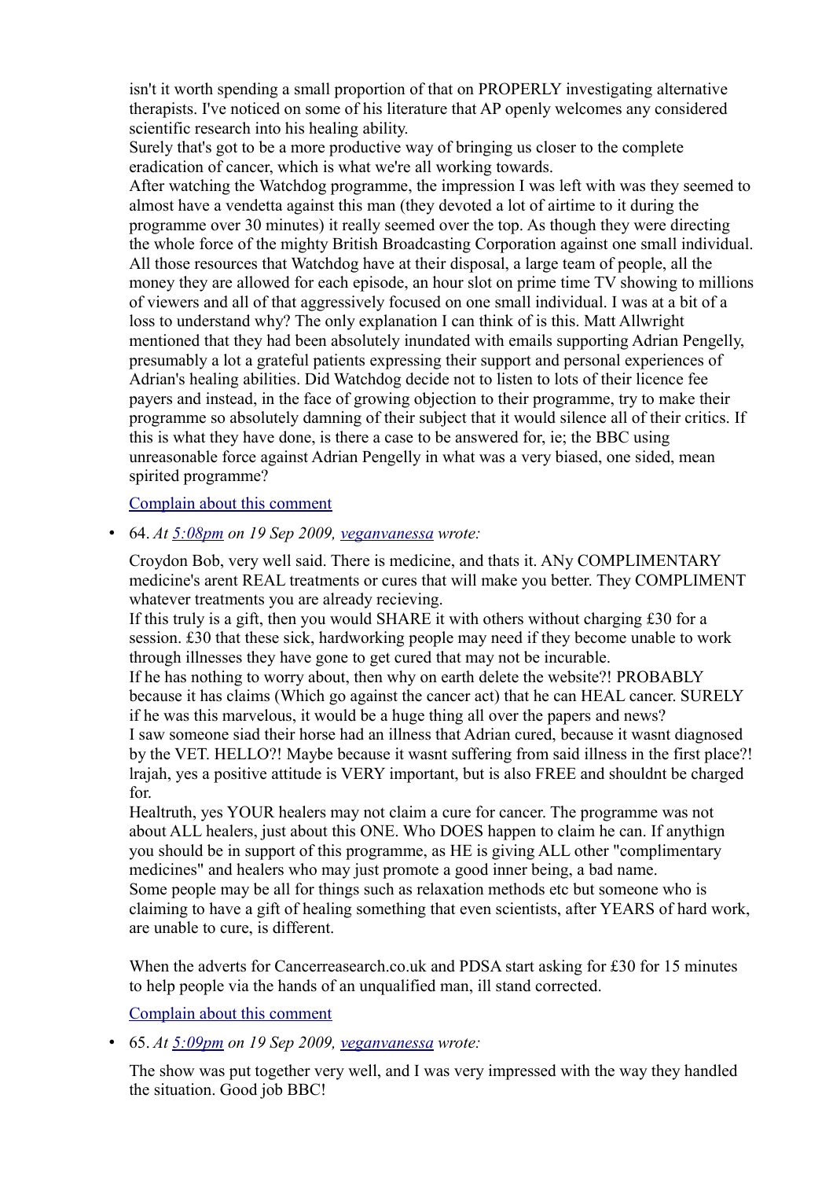isn't it worth spending a small proportion of that on PROPERLY investigating alternative therapists. I've noticed on some of his literature that AP openly welcomes any considered scientific research into his healing ability.
Surely that's got to be a more productive way of bringing us closer to the complete eradication of cancer, which is what we're all working towards.
After watching the Watchdog programme, the impression I was left with was they seemed to almost have a vendetta against this man (they devoted a lot of airtime to it during the programme over 30 minutes) it really seemed over the top. As though they were directing the whole force of the mighty British Broadcasting Corporation against one small individual. All those resources that Watchdog have at their disposal, a large team of people, all the money they are allowed for each episode, an hour slot on prime time TV showing to millions of viewers and all of that aggressively focused on one small individual. I was at a bit of a loss to understand why? The only explanation I can think of is this. Matt Allwright mentioned that they had been absolutely inundated with emails supporting Adrian Pengelly, presumably a lot a grateful patients expressing their support and personal experiences of Adrian's healing abilities. Did Watchdog decide not to listen to lots of their licence fee payers and instead, in the face of growing objection to their programme, try to make their programme so absolutely damning of their subject that it would silence all of their critics. If this is what they have done, is there a case to be answered for, ie; the BBC using unreasonable force against Adrian Pengelly in what was a very biased, one sided, mean spirited programme?

[Complain about this comment]

- 64. *At [5:08pm] on 19 Sep 2009, [veganvanessa] wrote:*

  Croydon Bob, very well said. There is medicine, and thats it. ANy COMPLIMENTARY medicine's arent REAL treatments or cures that will make you better. They COMPLIMENT whatever treatments you are already recieving.
  If this truly is a gift, then you would SHARE it with others without charging £30 for a session. £30 that these sick, hardworking people may need if they become unable to work through illnesses they have gone to get cured that may not be incurable.
  If he has nothing to worry about, then why on earth delete the website?! PROBABLY because it has claims (Which go against the cancer act) that he can HEAL cancer. SURELY if he was this marvelous, it would be a huge thing all over the papers and news?
  I saw someone siad their horse had an illness that Adrian cured, because it wasnt diagnosed by the VET. HELLO?! Maybe because it wasnt suffering from said illness in the first place?! lrajah, yes a positive attitude is VERY important, but is also FREE and shouldnt be charged for.
  Healtruth, yes YOUR healers may not claim a cure for cancer. The programme was not about ALL healers, just about this ONE. Who DOES happen to claim he can. If anythign you should be in support of this programme, as HE is giving ALL other "complimentary medicines" and healers who may just promote a good inner being, a bad name.
  Some people may be all for things such as relaxation methods etc but someone who is claiming to have a gift of healing something that even scientists, after YEARS of hard work, are unable to cure, is different.

  When the adverts for Cancerreasearch.co.uk and PDSA start asking for £30 for 15 minutes to help people via the hands of an unqualified man, ill stand corrected.

  [Complain about this comment]

- 65. *At [5:09pm] on 19 Sep 2009, [veganvanessa] wrote:*

  The show was put together very well, and I was very impressed with the way they handled the situation. Good job BBC!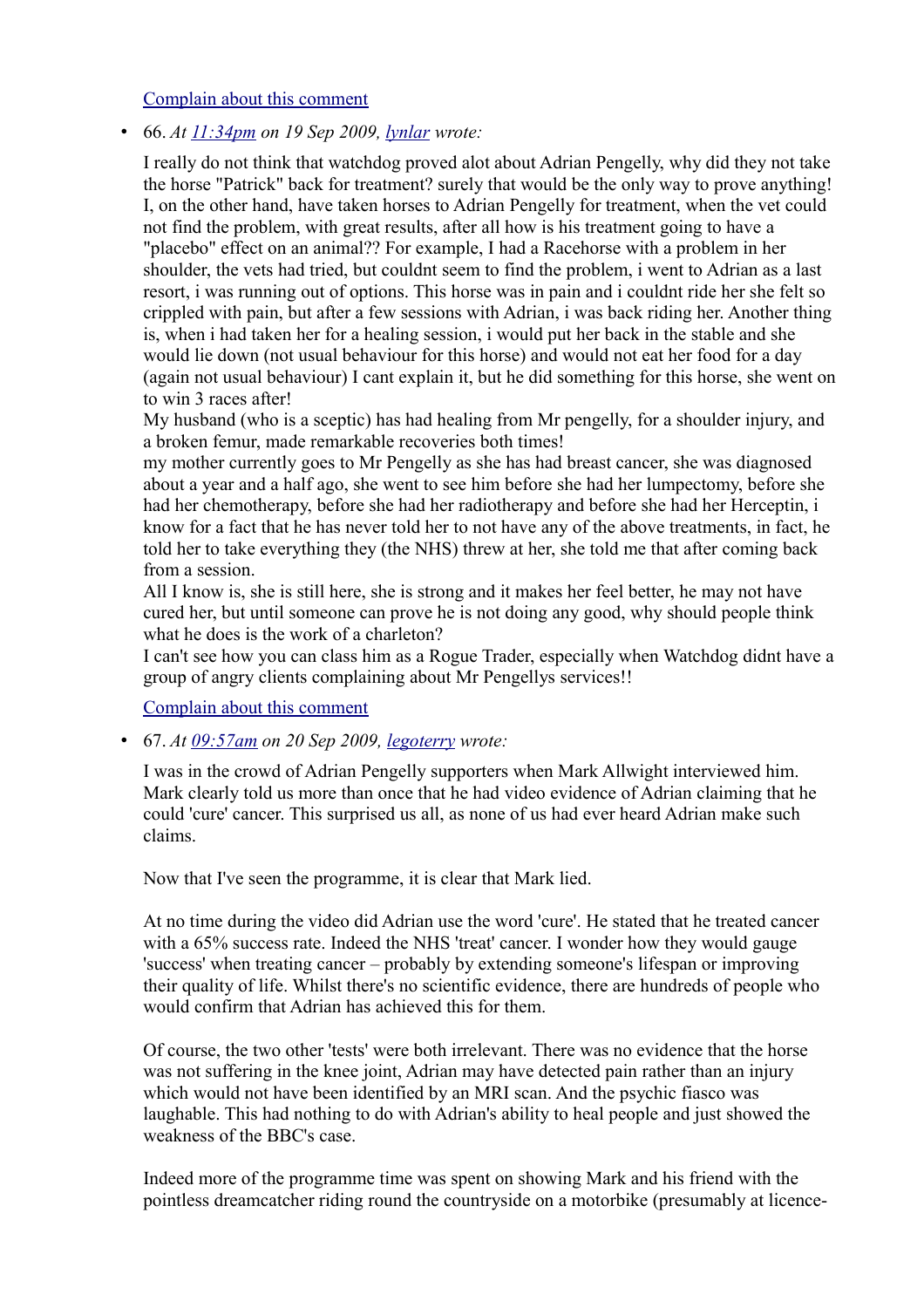[Complain about this comment](#)

- 66. *At [11:34pm](#) on 19 Sep 2009, [lynlar](#) wrote:*

  I really do not think that watchdog proved alot about Adrian Pengelly, why did they not take the horse "Patrick" back for treatment? surely that would be the only way to prove anything! I, on the other hand, have taken horses to Adrian Pengelly for treatment, when the vet could not find the problem, with great results, after all how is his treatment going to have a "placebo" effect on an animal?? For example, I had a Racehorse with a problem in her shoulder, the vets had tried, but couldnt seem to find the problem, i went to Adrian as a last resort, i was running out of options. This horse was in pain and i couldnt ride her she felt so crippled with pain, but after a few sessions with Adrian, i was back riding her. Another thing is, when i had taken her for a healing session, i would put her back in the stable and she would lie down (not usual behaviour for this horse) and would not eat her food for a day (again not usual behaviour) I cant explain it, but he did something for this horse, she went on to win 3 races after!
  My husband (who is a sceptic) has had healing from Mr pengelly, for a shoulder injury, and a broken femur, made remarkable recoveries both times!
  my mother currently goes to Mr Pengelly as she has had breast cancer, she was diagnosed about a year and a half ago, she went to see him before she had her lumpectomy, before she had her chemotherapy, before she had her radiotherapy and before she had her Herceptin, i know for a fact that he has never told her to not have any of the above treatments, in fact, he told her to take everything they (the NHS) threw at her, she told me that after coming back from a session.
  All I know is, she is still here, she is strong and it makes her feel better, he may not have cured her, but until someone can prove he is not doing any good, why should people think what he does is the work of a charleton?
  I can't see how you can class him as a Rogue Trader, especially when Watchdog didnt have a group of angry clients complaining about Mr Pengellys services!!

  [Complain about this comment](#)

- 67. *At [09:57am](#) on 20 Sep 2009, [legoterry](#) wrote:*

  I was in the crowd of Adrian Pengelly supporters when Mark Allwight interviewed him. Mark clearly told us more than once that he had video evidence of Adrian claiming that he could 'cure' cancer. This surprised us all, as none of us had ever heard Adrian make such claims.

  Now that I've seen the programme, it is clear that Mark lied.

  At no time during the video did Adrian use the word 'cure'. He stated that he treated cancer with a 65% success rate. Indeed the NHS 'treat' cancer. I wonder how they would gauge 'success' when treating cancer – probably by extending someone's lifespan or improving their quality of life. Whilst there's no scientific evidence, there are hundreds of people who would confirm that Adrian has achieved this for them.

  Of course, the two other 'tests' were both irrelevant. There was no evidence that the horse was not suffering in the knee joint, Adrian may have detected pain rather than an injury which would not have been identified by an MRI scan. And the psychic fiasco was laughable. This had nothing to do with Adrian's ability to heal people and just showed the weakness of the BBC's case.

  Indeed more of the programme time was spent on showing Mark and his friend with the pointless dreamcatcher riding round the countryside on a motorbike (presumably at licence-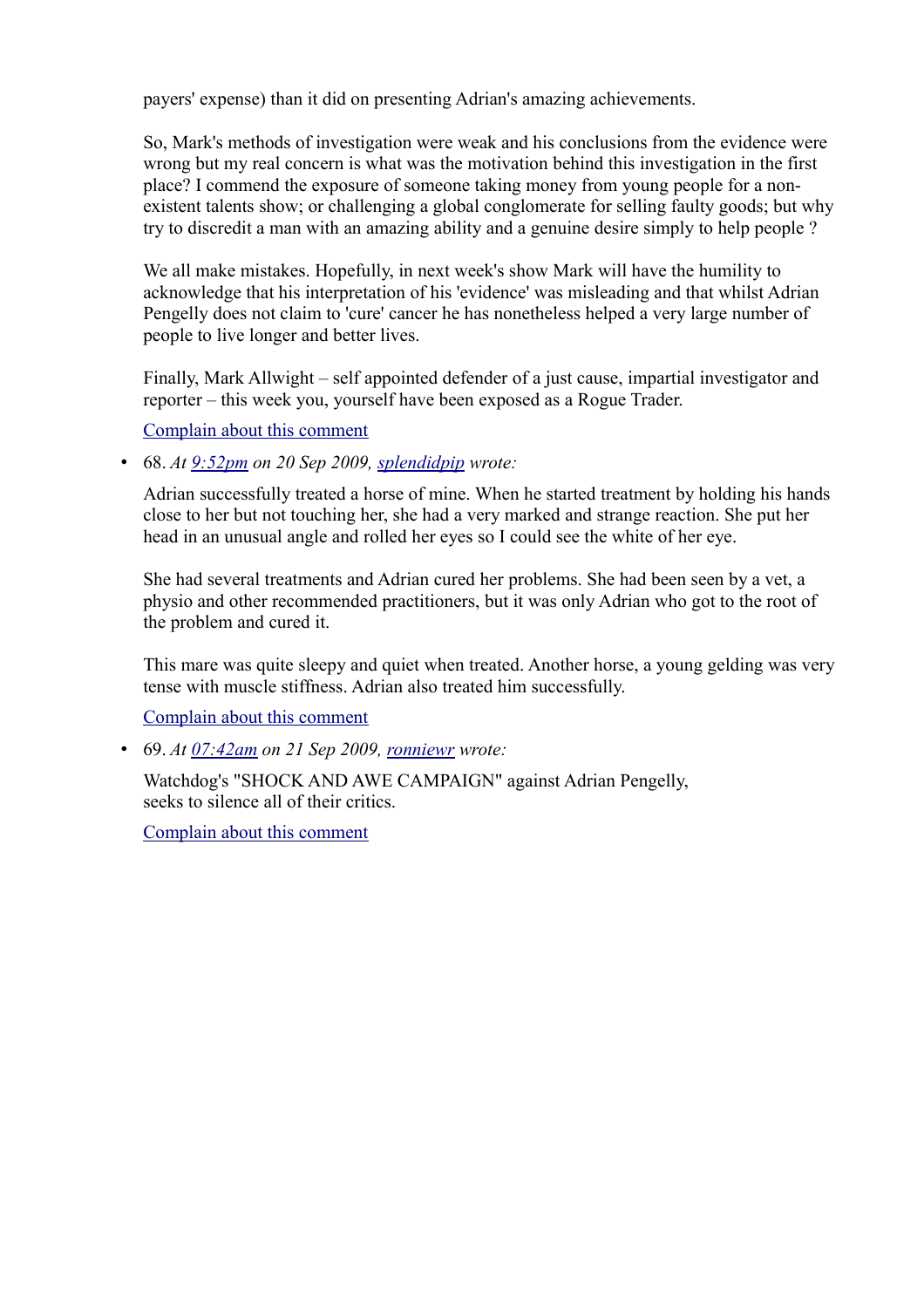payers' expense) than it did on presenting Adrian's amazing achievements.

So, Mark's methods of investigation were weak and his conclusions from the evidence were wrong but my real concern is what was the motivation behind this investigation in the first place? I commend the exposure of someone taking money from young people for a non-existent talents show; or challenging a global conglomerate for selling faulty goods; but why try to discredit a man with an amazing ability and a genuine desire simply to help people ?

We all make mistakes. Hopefully, in next week's show Mark will have the humility to acknowledge that his interpretation of his 'evidence' was misleading and that whilst Adrian Pengelly does not claim to 'cure' cancer he has nonetheless helped a very large number of people to live longer and better lives.

Finally, Mark Allwight – self appointed defender of a just cause, impartial investigator and reporter – this week you, yourself have been exposed as a Rogue Trader.

Complain about this comment

- 68. *At 9:52pm on 20 Sep 2009, splendidpip wrote:*

  Adrian successfully treated a horse of mine. When he started treatment by holding his hands close to her but not touching her, she had a very marked and strange reaction. She put her head in an unusual angle and rolled her eyes so I could see the white of her eye.

  She had several treatments and Adrian cured her problems. She had been seen by a vet, a physio and other recommended practitioners, but it was only Adrian who got to the root of the problem and cured it.

  This mare was quite sleepy and quiet when treated. Another horse, a young gelding was very tense with muscle stiffness. Adrian also treated him successfully.

  Complain about this comment

- 69. *At 07:42am on 21 Sep 2009, ronniewr wrote:*

  Watchdog's "SHOCK AND AWE CAMPAIGN" against Adrian Pengelly,
  seeks to silence all of their critics.

  Complain about this comment